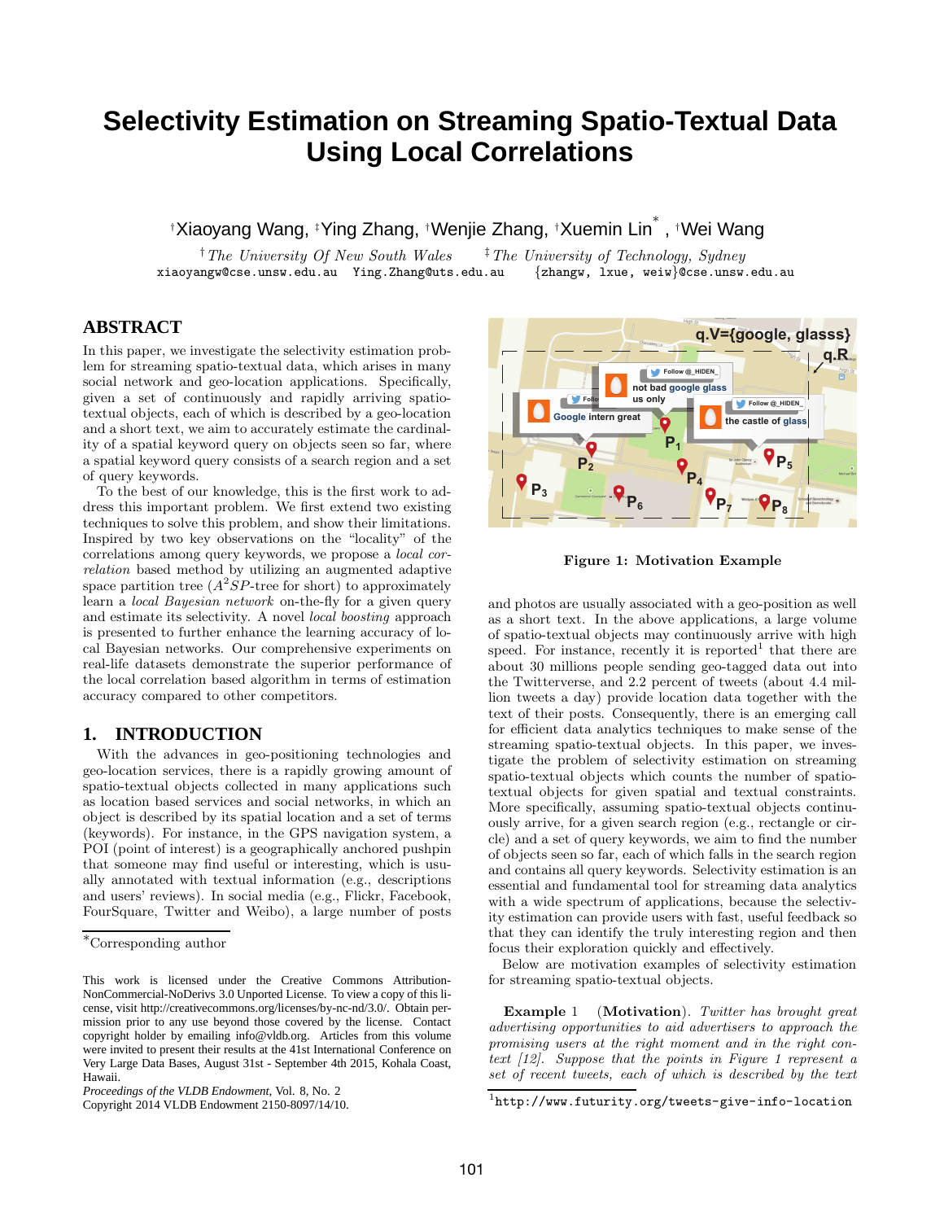# Selectivity Estimation on Streaming Spatio-Textual Data Using Local Correlations

†Xiaoyang Wang, ‡Ying Zhang, †Wenjie Zhang, †Xuemin Lin*, †Wei Wang

†*The University Of New South Wales* ‡*The University of Technology, Sydney*
xiaoyangw@cse.unsw.edu.au Ying.Zhang@uts.edu.au {zhangw, lxue, weiw}@cse.unsw.edu.au

## ABSTRACT

In this paper, we investigate the selectivity estimation problem for streaming spatio-textual data, which arises in many social network and geo-location applications. Specifically, given a set of continuously and rapidly arriving spatio-textual objects, each of which is described by a geo-location and a short text, we aim to accurately estimate the cardinality of a spatial keyword query on objects seen so far, where a spatial keyword query consists of a search region and a set of query keywords.

To the best of our knowledge, this is the first work to address this important problem. We first extend two existing techniques to solve this problem, and show their limitations. Inspired by two key observations on the "locality" of the correlations among query keywords, we propose a *local correlation* based method by utilizing an augmented adaptive space partition tree ($A^2SP$-tree for short) to approximately learn a *local Bayesian network* on-the-fly for a given query and estimate its selectivity. A novel *local boosting* approach is presented to further enhance the learning accuracy of local Bayesian networks. Our comprehensive experiments on real-life datasets demonstrate the superior performance of the local correlation based algorithm in terms of estimation accuracy compared to other competitors.

## 1. INTRODUCTION

With the advances in geo-positioning technologies and geo-location services, there is a rapidly growing amount of spatio-textual objects collected in many applications such as location based services and social networks, in which an object is described by its spatial location and a set of terms (keywords). For instance, in the GPS navigation system, a POI (point of interest) is a geographically anchored pushpin that someone may find useful or interesting, which is usually annotated with textual information (e.g., descriptions and users' reviews). In social media (e.g., Flickr, Facebook, FourSquare, Twitter and Weibo), a large number of posts

*Corresponding author

This work is licensed under the Creative Commons Attribution-NonCommercial-NoDerivs 3.0 Unported License. To view a copy of this license, visit http://creativecommons.org/licenses/by-nc-nd/3.0/. Obtain permission prior to any use beyond those covered by the license. Contact copyright holder by emailing info@vldb.org. Articles from this volume were invited to present their results at the 41st International Conference on Very Large Data Bases, August 31st - September 4th 2015, Kohala Coast, Hawaii.
*Proceedings of the VLDB Endowment,* Vol. 8, No. 2
Copyright 2014 VLDB Endowment 2150-8097/14/10.

**Figure 1: Motivation Example**

and photos are usually associated with a geo-position as well as a short text. In the above applications, a large volume of spatio-textual objects may continuously arrive with high speed. For instance, recently it is reported[1] that there are about 30 millions people sending geo-tagged data out into the Twitterverse, and 2.2 percent of tweets (about 4.4 million tweets a day) provide location data together with the text of their posts. Consequently, there is an emerging call for efficient data analytics techniques to make sense of the streaming spatio-textual objects. In this paper, we investigate the problem of selectivity estimation on streaming spatio-textual objects which counts the number of spatio-textual objects for given spatial and textual constraints. More specifically, assuming spatio-textual objects continuously arrive, for a given search region (e.g., rectangle or circle) and a set of query keywords, we aim to find the number of objects seen so far, each of which falls in the search region and contains all query keywords. Selectivity estimation is an essential and fundamental tool for streaming data analytics with a wide spectrum of applications, because the selectivity estimation can provide users with fast, useful feedback so that they can identify the truly interesting region and then focus their exploration quickly and effectively.

Below are motivation examples of selectivity estimation for streaming spatio-textual objects.

**Example 1** (**Motivation**). *Twitter has brought great advertising opportunities to aid advertisers to approach the promising users at the right moment and in the right context [12]. Suppose that the points in Figure 1 represent a set of recent tweets, each of which is described by the text*

[1] http://www.futurity.org/tweets-give-info-location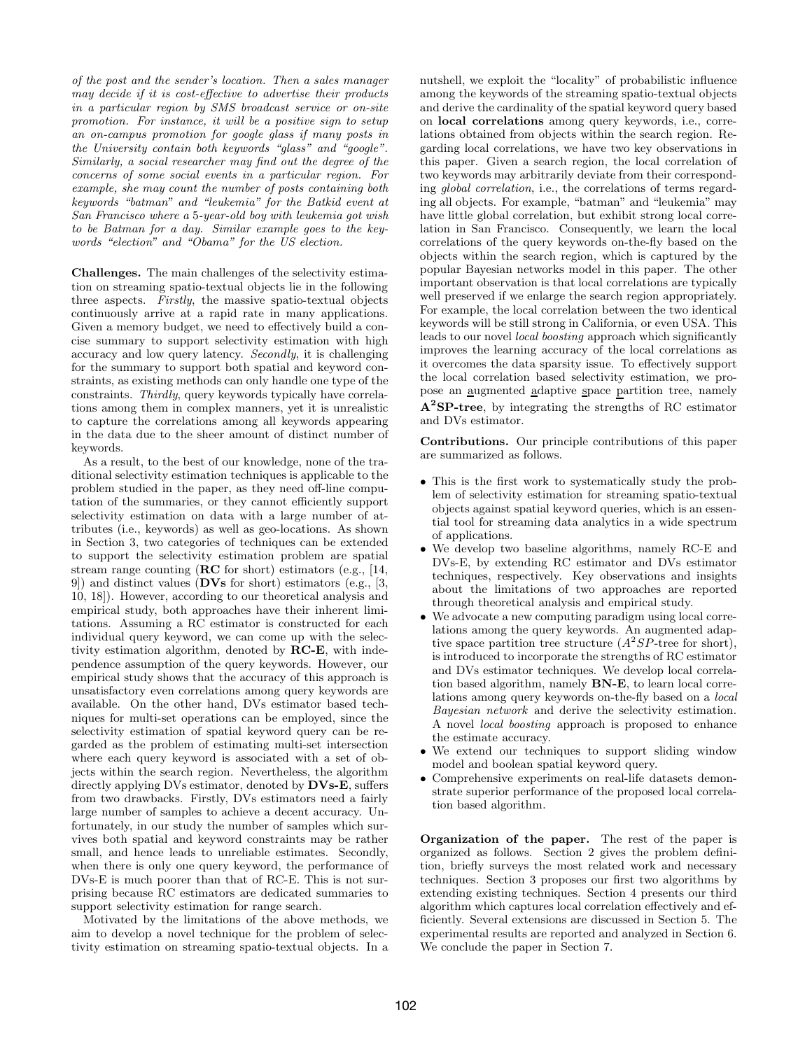*of the post and the sender's location. Then a sales manager may decide if it is cost-effective to advertise their products in a particular region by SMS broadcast service or on-site promotion. For instance, it will be a positive sign to setup an on-campus promotion for google glass if many posts in the University contain both keywords "glass" and "google". Similarly, a social researcher may find out the degree of the concerns of some social events in a particular region. For example, she may count the number of posts containing both keywords "batman" and "leukemia" for the Batkid event at San Francisco where a 5-year-old boy with leukemia got wish to be Batman for a day. Similar example goes to the keywords "election" and "Obama" for the US election.*

**Challenges.** The main challenges of the selectivity estimation on streaming spatio-textual objects lie in the following three aspects. *Firstly*, the massive spatio-textual objects continuously arrive at a rapid rate in many applications. Given a memory budget, we need to effectively build a concise summary to support selectivity estimation with high accuracy and low query latency. *Secondly*, it is challenging for the summary to support both spatial and keyword constraints, as existing methods can only handle one type of the constraints. *Thirdly*, query keywords typically have correlations among them in complex manners, yet it is unrealistic to capture the correlations among all keywords appearing in the data due to the sheer amount of distinct number of keywords.

As a result, to the best of our knowledge, none of the traditional selectivity estimation techniques is applicable to the problem studied in the paper, as they need off-line computation of the summaries, or they cannot efficiently support selectivity estimation on data with a large number of attributes (i.e., keywords) as well as geo-locations. As shown in Section 3, two categories of techniques can be extended to support the selectivity estimation problem are spatial stream range counting (**RC** for short) estimators (e.g., [14, 9]) and distinct values (**DVs** for short) estimators (e.g., [3, 10, 18]). However, according to our theoretical analysis and empirical study, both approaches have their inherent limitations. Assuming a RC estimator is constructed for each individual query keyword, we can come up with the selectivity estimation algorithm, denoted by **RC-E**, with independence assumption of the query keywords. However, our empirical study shows that the accuracy of this approach is unsatisfactory even correlations among query keywords are available. On the other hand, DVs estimator based techniques for multi-set operations can be employed, since the selectivity estimation of spatial keyword query can be regarded as the problem of estimating multi-set intersection where each query keyword is associated with a set of objects within the search region. Nevertheless, the algorithm directly applying DVs estimator, denoted by **DVs-E**, suffers from two drawbacks. Firstly, DVs estimators need a fairly large number of samples to achieve a decent accuracy. Unfortunately, in our study the number of samples which survives both spatial and keyword constraints may be rather small, and hence leads to unreliable estimates. Secondly, when there is only one query keyword, the performance of DVs-E is much poorer than that of RC-E. This is not surprising because RC estimators are dedicated summaries to support selectivity estimation for range search.

Motivated by the limitations of the above methods, we aim to develop a novel technique for the problem of selectivity estimation on streaming spatio-textual objects. In a nutshell, we exploit the "locality" of probabilistic influence among the keywords of the streaming spatio-textual objects and derive the cardinality of the spatial keyword query based on **local correlations** among query keywords, i.e., correlations obtained from objects within the search region. Regarding local correlations, we have two key observations in this paper. Given a search region, the local correlation of two keywords may arbitrarily deviate from their corresponding *global correlation*, i.e., the correlations of terms regarding all objects. For example, "batman" and "leukemia" may have little global correlation, but exhibit strong local correlation in San Francisco. Consequently, we learn the local correlations of the query keywords on-the-fly based on the objects within the search region, which is captured by the popular Bayesian networks model in this paper. The other important observation is that local correlations are typically well preserved if we enlarge the search region appropriately. For example, the local correlation between the two identical keywords will be still strong in California, or even USA. This leads to our novel *local boosting* approach which significantly improves the learning accuracy of the local correlations as it overcomes the data sparsity issue. To effectively support the local correlation based selectivity estimation, we propose an augmented adaptive space partition tree, namely **A²SP-tree**, by integrating the strengths of RC estimator and DVs estimator.

**Contributions.** Our principle contributions of this paper are summarized as follows.

- This is the first work to systematically study the problem of selectivity estimation for streaming spatio-textual objects against spatial keyword queries, which is an essential tool for streaming data analytics in a wide spectrum of applications.
- We develop two baseline algorithms, namely RC-E and DVs-E, by extending RC estimator and DVs estimator techniques, respectively. Key observations and insights about the limitations of two approaches are reported through theoretical analysis and empirical study.
- We advocate a new computing paradigm using local correlations among the query keywords. An augmented adaptive space partition tree structure ($A^2SP$-tree for short), is introduced to incorporate the strengths of RC estimator and DVs estimator techniques. We develop local correlation based algorithm, namely **BN-E**, to learn local correlations among query keywords on-the-fly based on a *local Bayesian network* and derive the selectivity estimation. A novel *local boosting* approach is proposed to enhance the estimate accuracy.
- We extend our techniques to support sliding window model and boolean spatial keyword query.
- Comprehensive experiments on real-life datasets demonstrate superior performance of the proposed local correlation based algorithm.

**Organization of the paper.** The rest of the paper is organized as follows. Section 2 gives the problem definition, briefly surveys the most related work and necessary techniques. Section 3 proposes our first two algorithms by extending existing techniques. Section 4 presents our third algorithm which captures local correlation effectively and efficiently. Several extensions are discussed in Section 5. The experimental results are reported and analyzed in Section 6. We conclude the paper in Section 7.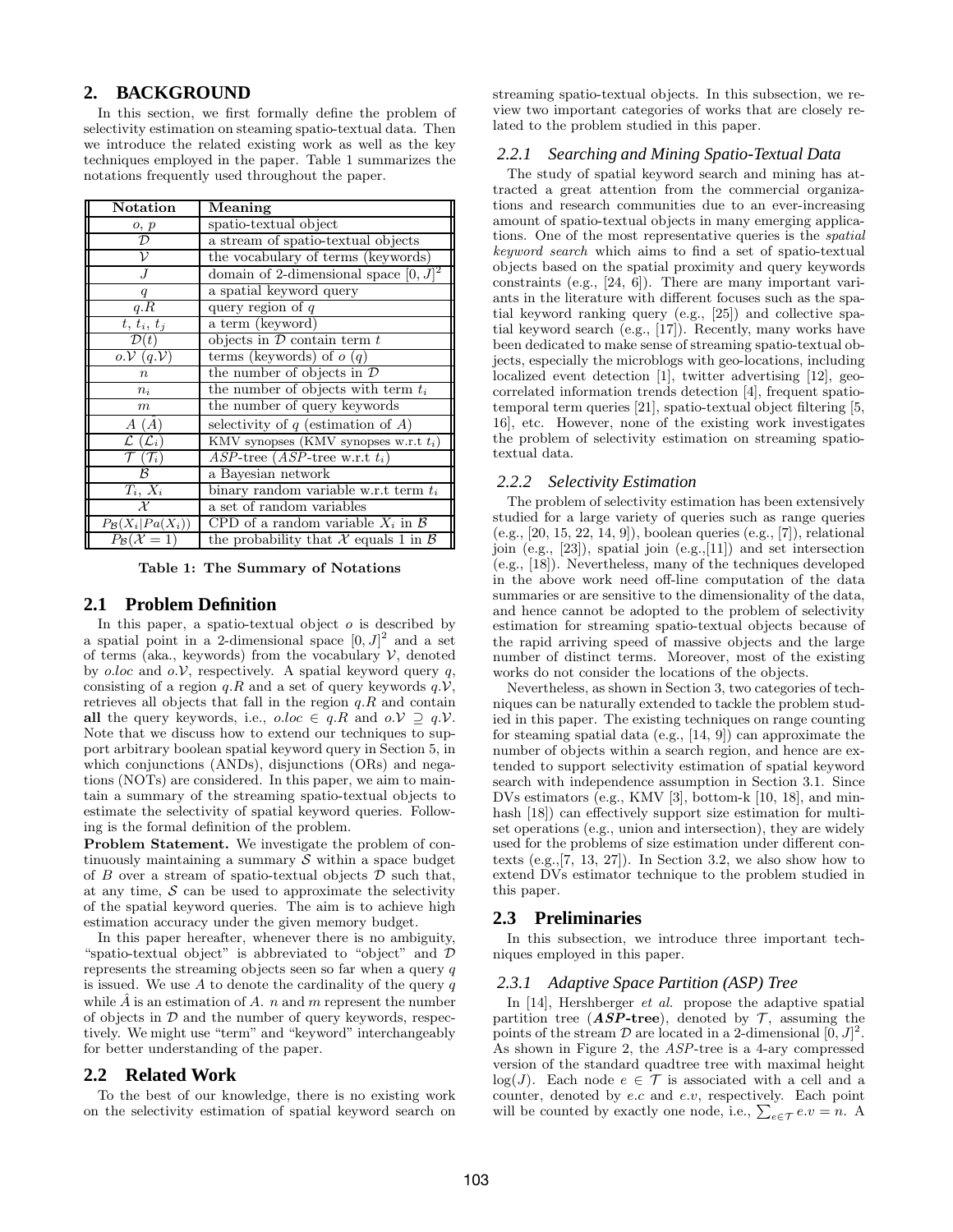## 2. BACKGROUND

In this section, we first formally define the problem of selectivity estimation on steaming spatio-textual data. Then we introduce the related existing work as well as the key techniques employed in the paper. Table 1 summarizes the notations frequently used throughout the paper.

| Notation | Meaning |
|---|---|
| $o$, $p$ | spatio-textual object |
| $\mathcal{D}$ | a stream of spatio-textual objects |
| $\mathcal{V}$ | the vocabulary of terms (keywords) |
| $J$ | domain of 2-dimensional space $[0, J]^2$ |
| $q$ | a spatial keyword query |
| $q.R$ | query region of $q$ |
| $t$, $t_i$, $t_j$ | a term (keyword) |
| $\mathcal{D}(t)$ | objects in $\mathcal{D}$ contain term $t$ |
| $o.\mathcal{V}$ ($q.\mathcal{V}$) | terms (keywords) of $o$ ($q$) |
| $n$ | the number of objects in $\mathcal{D}$ |
| $n_i$ | the number of objects with term $t_i$ |
| $m$ | the number of query keywords |
| $A$ ($\hat{A}$) | selectivity of $q$ (estimation of $A$) |
| $\mathcal{L}$ ($\mathcal{L}_i$) | KMV synopses (KMV synopses w.r.t $t_i$) |
| $\mathcal{T}$ ($\mathcal{T}_i$) | *ASP*-tree (*ASP*-tree w.r.t $t_i$) |
| $\mathcal{B}$ | a Bayesian network |
| $T_i$, $X_i$ | binary random variable w.r.t term $t_i$ |
| $\mathcal{X}$ | a set of random variables |
| $P_{\mathcal{B}}(X_i \vert Pa(X_i))$ | CPD of a random variable $X_i$ in $\mathcal{B}$ |
| $P_{\mathcal{B}}(\mathcal{X} = 1)$ | the probability that $\mathcal{X}$ equals 1 in $\mathcal{B}$ |

**Table 1: The Summary of Notations**

### 2.1 Problem Definition

In this paper, a spatio-textual object $o$ is described by a spatial point in a 2-dimensional space $[0, J]^2$ and a set of terms (aka., keywords) from the vocabulary $\mathcal{V}$, denoted by $o.loc$ and $o.\mathcal{V}$, respectively. A spatial keyword query $q$, consisting of a region $q.R$ and a set of query keywords $q.\mathcal{V}$, retrieves all objects that fall in the region $q.R$ and contain **all** the query keywords, i.e., $o.loc \in q.R$ and $o.\mathcal{V} \supseteq q.\mathcal{V}$. Note that we discuss how to extend our techniques to support arbitrary boolean spatial keyword query in Section 5, in which conjunctions (ANDs), disjunctions (ORs) and negations (NOTs) are considered. In this paper, we aim to maintain a summary of the streaming spatio-textual objects to estimate the selectivity of spatial keyword queries. Following is the formal definition of the problem.

**Problem Statement.** We investigate the problem of continuously maintaining a summary $\mathcal{S}$ within a space budget of $B$ over a stream of spatio-textual objects $\mathcal{D}$ such that, at any time, $\mathcal{S}$ can be used to approximate the selectivity of the spatial keyword queries. The aim is to achieve high estimation accuracy under the given memory budget.

In this paper hereafter, whenever there is no ambiguity, "spatio-textual object" is abbreviated to "object" and $\mathcal{D}$ represents the streaming objects seen so far when a query $q$ is issued. We use $A$ to denote the cardinality of the query $q$ while $\hat{A}$ is an estimation of $A$. $n$ and $m$ represent the number of objects in $\mathcal{D}$ and the number of query keywords, respectively. We might use "term" and "keyword" interchangeably for better understanding of the paper.

### 2.2 Related Work

To the best of our knowledge, there is no existing work on the selectivity estimation of spatial keyword search on streaming spatio-textual objects. In this subsection, we review two important categories of works that are closely related to the problem studied in this paper.

#### 2.2.1 Searching and Mining Spatio-Textual Data

The study of spatial keyword search and mining has attracted a great attention from the commercial organizations and research communities due to an ever-increasing amount of spatio-textual objects in many emerging applications. One of the most representative queries is the *spatial keyword search* which aims to find a set of spatio-textual objects based on the spatial proximity and query keywords constraints (e.g., [24, 6]). There are many important variants in the literature with different focuses such as the spatial keyword ranking query (e.g., [25]) and collective spatial keyword search (e.g., [17]). Recently, many works have been dedicated to make sense of streaming spatio-textual objects, especially the microblogs with geo-locations, including localized event detection [1], twitter advertising [12], geo-correlated information trends detection [4], frequent spatio-temporal term queries [21], spatio-textual object filtering [5, 16], etc. However, none of the existing work investigates the problem of selectivity estimation on streaming spatio-textual data.

#### 2.2.2 Selectivity Estimation

The problem of selectivity estimation has been extensively studied for a large variety of queries such as range queries (e.g., [20, 15, 22, 14, 9]), boolean queries (e.g., [7]), relational join (e.g., [23]), spatial join (e.g.,[11]) and set intersection (e.g., [18]). Nevertheless, many of the techniques developed in the above work need off-line computation of the data summaries or are sensitive to the dimensionality of the data, and hence cannot be adopted to the problem of selectivity estimation for streaming spatio-textual objects because of the rapid arriving speed of massive objects and the large number of distinct terms. Moreover, most of the existing works do not consider the locations of the objects.

Nevertheless, as shown in Section 3, two categories of techniques can be naturally extended to tackle the problem studied in this paper. The existing techniques on range counting for steaming spatial data (e.g., [14, 9]) can approximate the number of objects within a search region, and hence are extended to support selectivity estimation of spatial keyword search with independence assumption in Section 3.1. Since DVs estimators (e.g., KMV [3], bottom-k [10, 18], and min-hash [18]) can effectively support size estimation for multi-set operations (e.g., union and intersection), they are widely used for the problems of size estimation under different contexts (e.g.,[7, 13, 27]). In Section 3.2, we also show how to extend DVs estimator technique to the problem studied in this paper.

### 2.3 Preliminaries

In this subsection, we introduce three important techniques employed in this paper.

#### 2.3.1 Adaptive Space Partition (ASP) Tree

In [14], Hershberger *et al.* propose the adaptive spatial partition tree (***ASP*-tree**), denoted by $\mathcal{T}$, assuming the points of the stream $\mathcal{D}$ are located in a 2-dimensional $[0, J]^2$. As shown in Figure 2, the *ASP*-tree is a 4-ary compressed version of the standard quadtree tree with maximal height $\log(J)$. Each node $e \in \mathcal{T}$ is associated with a cell and a counter, denoted by $e.c$ and $e.v$, respectively. Each point will be counted by exactly one node, i.e., $\sum_{e \in \mathcal{T}} e.v = n$. A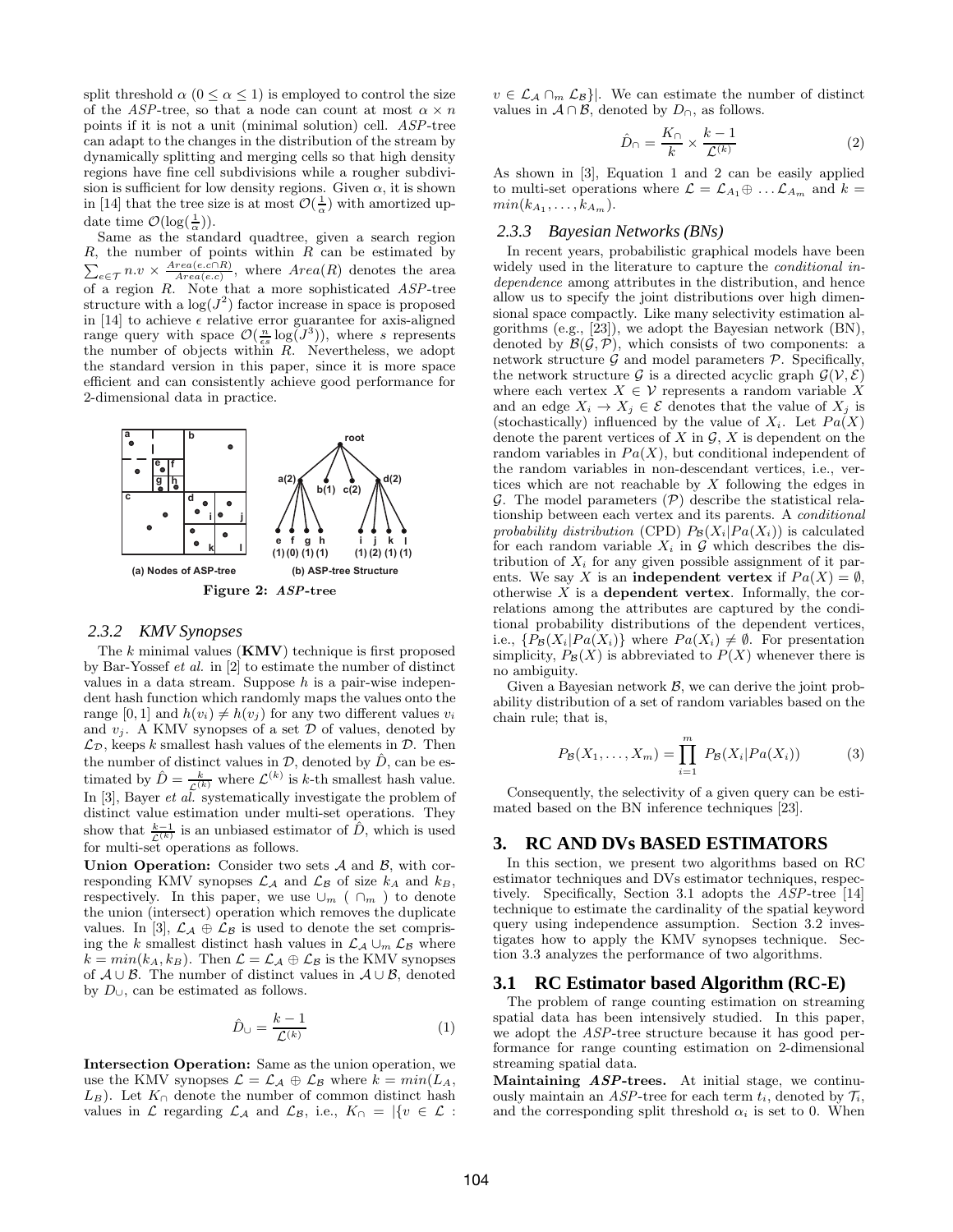split threshold $\alpha$ ($0 \leq \alpha \leq 1$) is employed to control the size of the *ASP*-tree, so that a node can count at most $\alpha \times n$ points if it is not a unit (minimal solution) cell. *ASP*-tree can adapt to the changes in the distribution of the stream by dynamically splitting and merging cells so that high density regions have fine cell subdivisions while a rougher subdivision is sufficient for low density regions. Given $\alpha$, it is shown in [14] that the tree size is at most $\mathcal{O}(\frac{1}{\alpha})$ with amortized update time $\mathcal{O}(\log(\frac{1}{\alpha}))$.

Same as the standard quadtree, given a search region $R$, the number of points within $R$ can be estimated by $\sum_{e \in \mathcal{T}} n.v \times \frac{Area(e.c \cap R)}{Area(e.c)}$, where $Area(R)$ denotes the area of a region $R$. Note that a more sophisticated *ASP*-tree structure with a $\log(J^2)$ factor increase in space is proposed in [14] to achieve $\epsilon$ relative error guarantee for axis-aligned range query with space $\mathcal{O}(\frac{n}{\epsilon s}\log(J^3))$, where $s$ represents the number of objects within $R$. Nevertheless, we adopt the standard version in this paper, since it is more space efficient and can consistently achieve good performance for 2-dimensional data in practice.

(a) Nodes of ASP-tree (b) ASP-tree Structure

**Figure 2: *ASP*-tree**

### 2.3.2 KMV Synopses

The $k$ minimal values (**KMV**) technique is first proposed by Bar-Yossef *et al.* in [2] to estimate the number of distinct values in a data stream. Suppose $h$ is a pair-wise independent hash function which randomly maps the values onto the range $[0, 1]$ and $h(v_i) \neq h(v_j)$ for any two different values $v_i$ and $v_j$. A KMV synopses of a set $\mathcal{D}$ of values, denoted by $\mathcal{L}_{\mathcal{D}}$, keeps $k$ smallest hash values of the elements in $\mathcal{D}$. Then the number of distinct values in $\mathcal{D}$, denoted by $\hat{D}$, can be estimated by $\hat{D} = \frac{k}{\mathcal{L}^{(k)}}$ where $\mathcal{L}^{(k)}$ is $k$-th smallest hash value. In [3], Bayer *et al.* systematically investigate the problem of distinct value estimation under multi-set operations. They show that $\frac{k-1}{\mathcal{L}^{(k)}}$ is an unbiased estimator of $\hat{D}$, which is used for multi-set operations as follows.

**Union Operation:** Consider two sets $\mathcal{A}$ and $\mathcal{B}$, with corresponding KMV synopses $\mathcal{L}_{\mathcal{A}}$ and $\mathcal{L}_{\mathcal{B}}$ of size $k_A$ and $k_B$, respectively. In this paper, we use $\cup_m$ ( $\cap_m$ ) to denote the union (intersect) operation which removes the duplicate values. In [3], $\mathcal{L}_{\mathcal{A}} \oplus \mathcal{L}_{\mathcal{B}}$ is used to denote the set comprising the $k$ smallest distinct hash values in $\mathcal{L}_{\mathcal{A}} \cup_m \mathcal{L}_{\mathcal{B}}$ where $k = min(k_A, k_B)$. Then $\mathcal{L} = \mathcal{L}_{\mathcal{A}} \oplus \mathcal{L}_{\mathcal{B}}$ is the KMV synopses of $\mathcal{A} \cup \mathcal{B}$. The number of distinct values in $\mathcal{A} \cup \mathcal{B}$, denoted by $D_{\cup}$, can be estimated as follows.

$$\hat{D}_{\cup} = \frac{k-1}{\mathcal{L}^{(k)}} \tag{1}$$

**Intersection Operation:** Same as the union operation, we use the KMV synopses $\mathcal{L} = \mathcal{L}_{\mathcal{A}} \oplus \mathcal{L}_{\mathcal{B}}$ where $k = min(L_A, L_B)$. Let $K_{\cap}$ denote the number of common distinct hash values in $\mathcal{L}$ regarding $\mathcal{L}_{\mathcal{A}}$ and $\mathcal{L}_{\mathcal{B}}$, i.e., $K_{\cap} = |\{v \in \mathcal{L} : v \in \mathcal{L}_{\mathcal{A}} \cap_m \mathcal{L}_{\mathcal{B}}\}|$. We can estimate the number of distinct values in $\mathcal{A} \cap \mathcal{B}$, denoted by $D_{\cap}$, as follows.

$$\hat{D}_{\cap} = \frac{K_{\cap}}{k} \times \frac{k-1}{\mathcal{L}^{(k)}} \tag{2}$$

As shown in [3], Equation 1 and 2 can be easily applied to multi-set operations where $\mathcal{L} = \mathcal{L}_{A_1} \oplus \ldots \mathcal{L}_{A_m}$ and $k = min(k_{A_1}, \ldots, k_{A_m})$.

### 2.3.3 Bayesian Networks (BNs)

In recent years, probabilistic graphical models have been widely used in the literature to capture the *conditional independence* among attributes in the distribution, and hence allow us to specify the joint distributions over high dimensional space compactly. Like many selectivity estimation algorithms (e.g., [23]), we adopt the Bayesian network (BN), denoted by $\mathcal{B}(\mathcal{G}, \mathcal{P})$, which consists of two components: a network structure $\mathcal{G}$ and model parameters $\mathcal{P}$. Specifically, the network structure $\mathcal{G}$ is a directed acyclic graph $\mathcal{G}(\mathcal{V}, \mathcal{E})$ where each vertex $X \in \mathcal{V}$ represents a random variable $X$ and an edge $X_i \rightarrow X_j \in \mathcal{E}$ denotes that the value of $X_j$ is (stochastically) influenced by the value of $X_i$. Let $Pa(X)$ denote the parent vertices of $X$ in $\mathcal{G}$, $X$ is dependent on the random variables in $Pa(X)$, but conditional independent of the random variables in non-descendant vertices, i.e., vertices which are not reachable by $X$ following the edges in $\mathcal{G}$. The model parameters ($\mathcal{P}$) describe the statistical relationship between each vertex and its parents. A *conditional probability distribution* (CPD) $P_{\mathcal{B}}(X_i|Pa(X_i))$ is calculated for each random variable $X_i$ in $\mathcal{G}$ which describes the distribution of $X_i$ for any given possible assignment of it parents. We say $X$ is an **independent vertex** if $Pa(X) = \emptyset$, otherwise $X$ is a **dependent vertex**. Informally, the correlations among the attributes are captured by the conditional probability distributions of the dependent vertices, i.e., $\{P_{\mathcal{B}}(X_i|Pa(X_i))\}$ where $Pa(X_i) \neq \emptyset$. For presentation simplicity, $P_{\mathcal{B}}(X)$ is abbreviated to $P(X)$ whenever there is no ambiguity.

Given a Bayesian network $\mathcal{B}$, we can derive the joint probability distribution of a set of random variables based on the chain rule; that is,

$$P_{\mathcal{B}}(X_1, \ldots, X_m) = \prod_{i=1}^{m} P_{\mathcal{B}}(X_i|Pa(X_i)) \tag{3}$$

Consequently, the selectivity of a given query can be estimated based on the BN inference techniques [23].

## 3. RC AND DVs BASED ESTIMATORS

In this section, we present two algorithms based on RC estimator techniques and DVs estimator techniques, respectively. Specifically, Section 3.1 adopts the *ASP*-tree [14] technique to estimate the cardinality of the spatial keyword query using independence assumption. Section 3.2 investigates how to apply the KMV synopses technique. Section 3.3 analyzes the performance of two algorithms.

## 3.1 RC Estimator based Algorithm (RC-E)

The problem of range counting estimation on streaming spatial data has been intensively studied. In this paper, we adopt the *ASP*-tree structure because it has good performance for range counting estimation on 2-dimensional streaming spatial data.

**Maintaining *ASP*-trees.** At initial stage, we continuously maintain an *ASP*-tree for each term $t_i$, denoted by $\mathcal{T}_i$, and the corresponding split threshold $\alpha_i$ is set to 0. When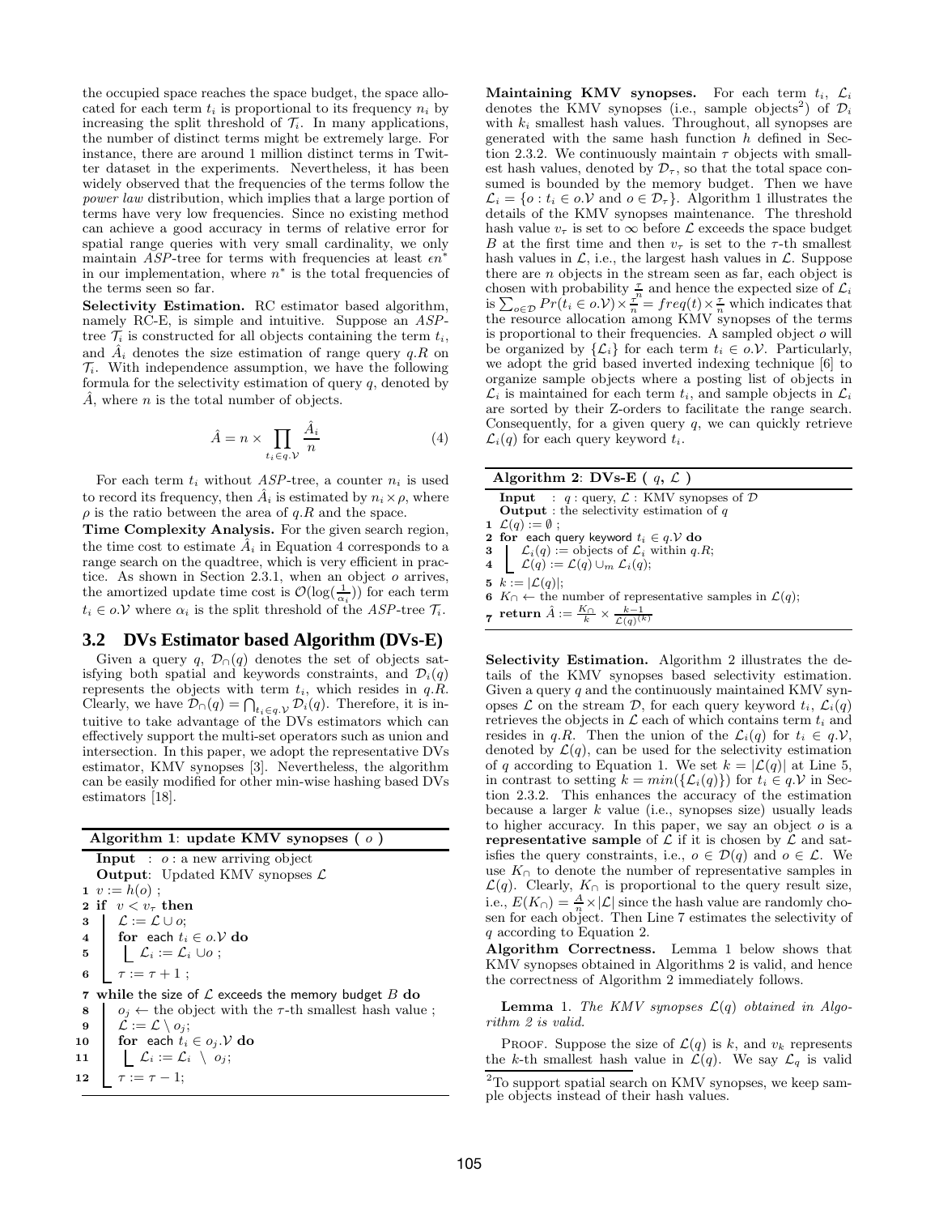the occupied space reaches the space budget, the space allocated for each term $t_i$ is proportional to its frequency $n_i$ by increasing the split threshold of $\mathcal{T}_i$. In many applications, the number of distinct terms might be extremely large. For instance, there are around 1 million distinct terms in Twitter dataset in the experiments. Nevertheless, it has been widely observed that the frequencies of the terms follow the *power law* distribution, which implies that a large portion of terms have very low frequencies. Since no existing method can achieve a good accuracy in terms of relative error for spatial range queries with very small cardinality, we only maintain *ASP*-tree for terms with frequencies at least $\epsilon n^*$ in our implementation, where $n^*$ is the total frequencies of the terms seen so far.

**Selectivity Estimation.** RC estimator based algorithm, namely RC-E, is simple and intuitive. Suppose an *ASP*-tree $\mathcal{T}_i$ is constructed for all objects containing the term $t_i$, and $\hat{A}_i$ denotes the size estimation of range query $q.R$ on $\mathcal{T}_i$. With independence assumption, we have the following formula for the selectivity estimation of query $q$, denoted by $\hat{A}$, where $n$ is the total number of objects.

$$\hat{A} = n \times \prod_{t_i \in q.\mathcal{V}} \frac{\hat{A}_i}{n} \tag{4}$$

For each term $t_i$ without *ASP*-tree, a counter $n_i$ is used to record its frequency, then $\hat{A}_i$ is estimated by $n_i \times \rho$, where $\rho$ is the ratio between the area of $q.R$ and the space.

**Time Complexity Analysis.** For the given search region, the time cost to estimate $\hat{A}_i$ in Equation 4 corresponds to a range search on the quadtree, which is very efficient in practice. As shown in Section 2.3.1, when an object $o$ arrives, the amortized update time cost is $\mathcal{O}(\log(\frac{1}{\alpha_i}))$ for each term $t_i \in o.\mathcal{V}$ where $\alpha_i$ is the split threshold of the *ASP*-tree $\mathcal{T}_i$.

## 3.2 DVs Estimator based Algorithm (DVs-E)

Given a query $q$, $\mathcal{D}_\cap(q)$ denotes the set of objects satisfying both spatial and keywords constraints, and $\mathcal{D}_i(q)$ represents the objects with term $t_i$, which resides in $q.R$. Clearly, we have $\mathcal{D}_\cap(q) = \bigcap_{t_i \in q.\mathcal{V}} \mathcal{D}_i(q)$. Therefore, it is intuitive to take advantage of the DVs estimators which can effectively support the multi-set operators such as union and intersection. In this paper, we adopt the representative DVs estimator, KMV synopses [3]. Nevertheless, the algorithm can be easily modified for other min-wise hashing based DVs estimators [18].

**Algorithm 1**: update KMV synopses ( $o$ )

```
   Input  : o : a new arriving object
   Output: Updated KMV synopses L
1  v := h(o) ;
2  if v < v_τ then
3      L := L ∪ o;
4      for each t_i ∈ o.V do
5          L_i := L_i ∪ o ;
6      τ := τ + 1 ;
7  while the size of L exceeds the memory budget B do
8      o_j ← the object with the τ-th smallest hash value ;
9      L := L \ o_j;
10     for each t_i ∈ o_j.V do
11         L_i := L_i \ o_j;
12     τ := τ − 1;
```

**Maintaining KMV synopses.** For each term $t_i$, $\mathcal{L}_i$ denotes the KMV synopses (i.e., sample objects[2]) of $\mathcal{D}_i$ with $k_i$ smallest hash values. Throughout, all synopses are generated with the same hash function $h$ defined in Section 2.3.2. We continuously maintain $\tau$ objects with smallest hash values, denoted by $\mathcal{D}_\tau$, so that the total space consumed is bounded by the memory budget. Then we have $\mathcal{L}_i = \{o : t_i \in o.\mathcal{V} \text{ and } o \in \mathcal{D}_\tau\}$. Algorithm 1 illustrates the details of the KMV synopses maintenance. The threshold hash value $v_\tau$ is set to $\infty$ before $\mathcal{L}$ exceeds the space budget $B$ at the first time and then $v_\tau$ is set to the $\tau$-th smallest hash values in $\mathcal{L}$, i.e., the largest hash values in $\mathcal{L}$. Suppose there are $n$ objects in the stream seen as far, each object is chosen with probability $\frac{\tau}{n}$ and hence the expected size of $\mathcal{L}_i$ is $\sum_{o \in \mathcal{D}} Pr(t_i \in o.\mathcal{V}) \times \frac{\tau}{n} = freq(t) \times \frac{\tau}{n}$ which indicates that the resource allocation among KMV synopses of the terms is proportional to their frequencies. A sampled object $o$ will be organized by $\{\mathcal{L}_i\}$ for each term $t_i \in o.\mathcal{V}$. Particularly, we adopt the grid based inverted indexing technique [6] to organize sample objects where a posting list of objects in $\mathcal{L}_i$ is maintained for each term $t_i$, and sample objects in $\mathcal{L}_i$ are sorted by their Z-orders to facilitate the range search. Consequently, for a given query $q$, we can quickly retrieve $\mathcal{L}_i(q)$ for each query keyword $t_i$.

**Algorithm 2**: DVs-E ( $q$, $\mathcal{L}$ )

```
   Input  : q : query, L : KMV synopses of D
   Output : the selectivity estimation of q
1  L(q) := ∅ ;
2  for each query keyword t_i ∈ q.V do
3      L_i(q) := objects of L_i within q.R;
4      L(q) := L(q) ∪_m L_i(q);
5  k := |L(q)|;
6  K_∩ ← the number of representative samples in L(q);
7  return Â := (K_∩ / k) × ((k − 1) / L(q)^(k))
```

**Selectivity Estimation.** Algorithm 2 illustrates the details of the KMV synopses based selectivity estimation. Given a query $q$ and the continuously maintained KMV synopses $\mathcal{L}$ on the stream $\mathcal{D}$, for each query keyword $t_i$, $\mathcal{L}_i(q)$ retrieves the objects in $\mathcal{L}$ each of which contains term $t_i$ and resides in $q.R$. Then the union of the $\mathcal{L}_i(q)$ for $t_i \in q.\mathcal{V}$, denoted by $\mathcal{L}(q)$, can be used for the selectivity estimation of $q$ according to Equation 1. We set $k = |\mathcal{L}(q)|$ at Line 5, in contrast to setting $k = min(\{\mathcal{L}_i(q)\})$ for $t_i \in q.\mathcal{V}$ in Section 2.3.2. This enhances the accuracy of the estimation because a larger $k$ value (i.e., synopses size) usually leads to higher accuracy. In this paper, we say an object $o$ is a **representative sample** of $\mathcal{L}$ if it is chosen by $\mathcal{L}$ and satisfies the query constraints, i.e., $o \in \mathcal{D}(q)$ and $o \in \mathcal{L}$. We use $K_\cap$ to denote the number of representative samples in $\mathcal{L}(q)$. Clearly, $K_\cap$ is proportional to the query result size, i.e., $E(K_\cap) = \frac{A}{n} \times |\mathcal{L}|$ since the hash value are randomly chosen for each object. Then Line 7 estimates the selectivity of $q$ according to Equation 2.

**Algorithm Correctness.** Lemma 1 below shows that KMV synopses obtained in Algorithms 2 is valid, and hence the correctness of Algorithm 2 immediately follows.

**Lemma 1.** *The KMV synopses $\mathcal{L}(q)$ obtained in Algorithm 2 is valid.*

Proof. Suppose the size of $\mathcal{L}(q)$ is $k$, and $v_k$ represents the $k$-th smallest hash value in $\mathcal{L}(q)$. We say $\mathcal{L}_q$ is valid

[2] To support spatial search on KMV synopses, we keep sample objects instead of their hash values.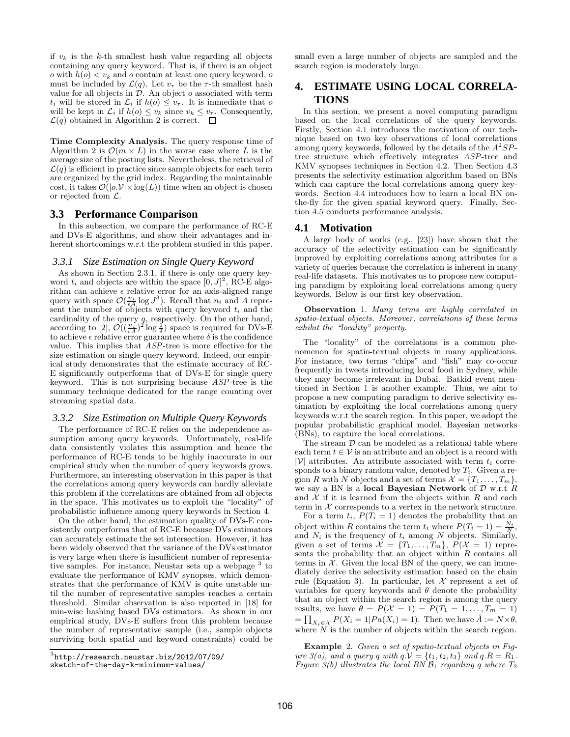if $v_k$ is the $k$-th smallest hash value regarding all objects containing any query keyword. That is, if there is an object $o$ with $h(o) < v_k$ and $o$ contain at least one query keyword, $o$ must be included by $\mathcal{L}(q)$. Let $v_\tau$ be the $\tau$-th smallest hash value for all objects in $\mathcal{D}$. An object $o$ associated with term $t_i$ will be stored in $\mathcal{L}_i$ if $h(o) \leq v_\tau$. It is immediate that $o$ will be kept in $\mathcal{L}_i$ if $h(o) \leq v_k$ since $v_k \leq v_\tau$. Consequently, $\mathcal{L}(q)$ obtained in Algorithm 2 is correct. □

**Time Complexity Analysis.** The query response time of Algorithm 2 is $\mathcal{O}(m \times L)$ in the worse case where $L$ is the average size of the posting lists. Nevertheless, the retrieval of $\mathcal{L}(q)$ is efficient in practice since sample objects for each term are organized by the grid index. Regarding the maintainable cost, it takes $\mathcal{O}(|o.\mathcal{V}| \times \log(L))$ time when an object is chosen or rejected from $\mathcal{L}$.

## 3.3 Performance Comparison

In this subsection, we compare the performance of RC-E and DVs-E algorithms, and show their advantages and inherent shortcomings w.r.t the problem studied in this paper.

### 3.3.1 Size Estimation on Single Query Keyword

As shown in Section 2.3.1, if there is only one query keyword $t_i$ and objects are within the space $[0, J]^2$, RC-E algorithm can achieve $\epsilon$ relative error for an axis-aligned range query with space $\mathcal{O}(\frac{n_i}{\epsilon A} \log J^3)$. Recall that $n_i$ and $A$ represent the number of objects with query keyword $t_i$ and the cardinality of the query $q$, respectively. On the other hand, according to [2], $\mathcal{O}((\frac{n_i}{\epsilon A})^2 \log \frac{1}{\delta})$ space is required for DVs-E to achieve $\epsilon$ relative error guarantee where $\delta$ is the confidence value. This implies that *ASP*-tree is more effective for the size estimation on single query keyword. Indeed, our empirical study demonstrates that the estimate accuracy of RC-E significantly outperforms that of DVs-E for single query keyword. This is not surprising because *ASP*-tree is the summary technique dedicated for the range counting over streaming spatial data.

### 3.3.2 Size Estimation on Multiple Query Keywords

The performance of RC-E relies on the independence assumption among query keywords. Unfortunately, real-life data consistently violates this assumption and hence the performance of RC-E tends to be highly inaccurate in our empirical study when the number of query keywords grows. Furthermore, an interesting observation in this paper is that the correlations among query keywords can hardly alleviate this problem if the correlations are obtained from all objects in the space. This motivates us to exploit the "locality" of probabilistic influence among query keywords in Section 4.

On the other hand, the estimation quality of DVs-E consistently outperforms that of RC-E because DVs estimators can accurately estimate the set intersection. However, it has been widely observed that the variance of the DVs estimator is very large when there is insufficient number of representative samples. For instance, Neustar sets up a webpage [3] to evaluate the performance of KMV synopses, which demonstrates that the performance of KMV is quite unstable until the number of representative samples reaches a certain threshold. Similar observation is also reported in [18] for min-wise hashing based DVs estimators. As shown in our empirical study, DVs-E suffers from this problem because the number of representative sample (i.e., sample objects surviving both spatial and keyword constraints) could be small even a large number of objects are sampled and the search region is moderately large.

[3] http://research.neustar.biz/2012/07/09/sketch-of-the-day-k-minimum-values/

# 4. ESTIMATE USING LOCAL CORRELATIONS

In this section, we present a novel computing paradigm based on the local correlations of the query keywords. Firstly, Section 4.1 introduces the motivation of our technique based on two key observations of local correlations among query keywords, followed by the details of the $A^2SP$-tree structure which effectively integrates *ASP*-tree and KMV synopses techniques in Section 4.2. Then Section 4.3 presents the selectivity estimation algorithm based on BNs which can capture the local correlations among query keywords. Section 4.4 introduces how to learn a local BN on-the-fly for the given spatial keyword query. Finally, Section 4.5 conducts performance analysis.

## 4.1 Motivation

A large body of works (e.g., [23]) have shown that the accuracy of the selectivity estimation can be significantly improved by exploiting correlations among attributes for a variety of queries because the correlation is inherent in many real-life datasets. This motivates us to propose new computing paradigm by exploiting local correlations among query keywords. Below is our first key observation.

**Observation** 1. *Many terms are highly correlated in spatio-textual objects. Moreover, correlations of these terms exhibit the "locality" property.*

The "locality" of the correlations is a common phenomenon for spatio-textual objects in many applications. For instance, two terms "chips" and "fish" may co-occur frequently in tweets introducing local food in Sydney, while they may become irrelevant in Dubai. Batkid event mentioned in Section 1 is another example. Thus, we aim to propose a new computing paradigm to derive selectivity estimation by exploiting the local correlations among query keywords w.r.t the search region. In this paper, we adopt the popular probabilistic graphical model, Bayesian networks (BNs), to capture the local correlations.

The stream $\mathcal{D}$ can be modeled as a relational table where each term $t \in \mathcal{V}$ is an attribute and an object is a record with $|\mathcal{V}|$ attributes. An attribute associated with term $t_i$ corresponds to a binary random value, denoted by $T_i$. Given a region $R$ with $N$ objects and a set of terms $\mathcal{X} = \{T_1, \ldots, T_m\}$, we say a BN is a **local Bayesian Network** of $\mathcal{D}$ w.r.t $R$ and $\mathcal{X}$ if it is learned from the objects within $R$ and each term in $\mathcal{X}$ corresponds to a vertex in the network structure.

For a term $t_i$, $P(T_i = 1)$ denotes the probability that an object within $R$ contains the term $t_i$ where $P(T_i = 1) = \frac{N_i}{N}$, and $N_i$ is the frequency of $t_i$ among $N$ objects. Similarly, given a set of terms $\mathcal{X} = \{T_1, \ldots, T_m\}$, $P(\mathcal{X} = 1)$ represents the probability that an object within $R$ contains all terms in $\mathcal{X}$. Given the local BN of the query, we can immediately derive the selectivity estimation based on the chain rule (Equation 3). In particular, let $\mathcal{X}$ represent a set of variables for query keywords and $\theta$ denote the probability that an object within the search region is among the query results, we have $\theta = P(\mathcal{X} = 1) = P(T_1 = 1, \ldots, T_m = 1) = \prod_{X_i \in \mathcal{X}} P(X_i = 1 | Pa(X_i) = 1)$. Then we have $\hat{A} := N \times \theta$, where $N$ is the number of objects within the search region.

**Example** 2. *Given a set of spatio-textual objects in Figure 3(a), and a query $q$ with $q.\mathcal{V} = \{t_1, t_2, t_3\}$ and $q.R = R_1$. Figure 3(b) illustrates the local BN $\mathcal{B}_1$ regarding $q$ where $T_2$*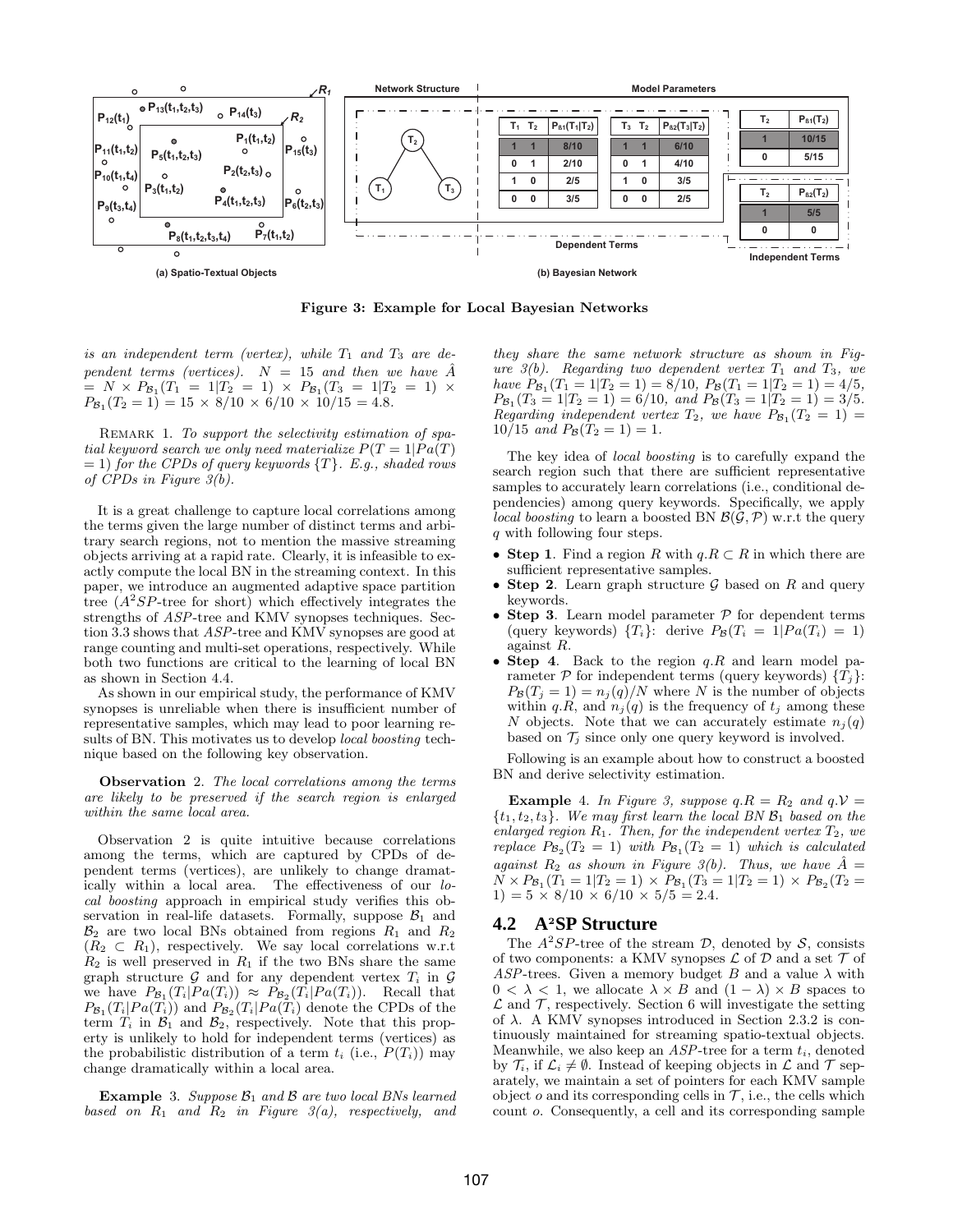Figure 3: Example for Local Bayesian Networks

is an independent term (vertex), while $T_1$ and $T_3$ are dependent terms (vertices). $N = 15$ and then we have $\hat{A} = N \times P_{\mathcal{B}_1}(T_1 = 1|T_2 = 1) \times P_{\mathcal{B}_1}(T_3 = 1|T_2 = 1) \times P_{\mathcal{B}_1}(T_2 = 1) = 15 \times 8/10 \times 6/10 \times 10/15 = 4.8$.

Remark 1. *To support the selectivity estimation of spatial keyword search we only need materialize $P(T = 1|Pa(T) = 1)$ for the CPDs of query keywords $\{T\}$. E.g., shaded rows of CPDs in Figure 3(b).*

It is a great challenge to capture local correlations among the terms given the large number of distinct terms and arbitrary search regions, not to mention the massive streaming objects arriving at a rapid rate. Clearly, it is infeasible to exactly compute the local BN in the streaming context. In this paper, we introduce an augmented adaptive space partition tree ($A^2SP$-tree for short) which effectively integrates the strengths of $ASP$-tree and KMV synopses techniques. Section 3.3 shows that $ASP$-tree and KMV synopses are good at range counting and multi-set operations, respectively. While both two functions are critical to the learning of local BN as shown in Section 4.4.

As shown in our empirical study, the performance of KMV synopses is unreliable when there is insufficient number of representative samples, which may lead to poor learning results of BN. This motivates us to develop *local boosting* technique based on the following key observation.

**Observation 2.** *The local correlations among the terms are likely to be preserved if the search region is enlarged within the same local area.*

Observation 2 is quite intuitive because correlations among the terms, which are captured by CPDs of dependent terms (vertices), are unlikely to change dramatically within a local area. The effectiveness of our *local boosting* approach in empirical study verifies this observation in real-life datasets. Formally, suppose $\mathcal{B}_1$ and $\mathcal{B}_2$ are two local BNs obtained from regions $R_1$ and $R_2$ ($R_2 \subset R_1$), respectively. We say local correlations w.r.t $R_2$ is well preserved in $R_1$ if the two BNs share the same graph structure $\mathcal{G}$ and for any dependent vertex $T_i$ in $\mathcal{G}$ we have $P_{\mathcal{B}_1}(T_i|Pa(T_i)) \approx P_{\mathcal{B}_2}(T_i|Pa(T_i))$. Recall that $P_{\mathcal{B}_1}(T_i|Pa(T_i))$ and $P_{\mathcal{B}_2}(T_i|Pa(T_i))$ denote the CPDs of the term $T_i$ in $\mathcal{B}_1$ and $\mathcal{B}_2$, respectively. Note that this property is unlikely to hold for independent terms (vertices) as the probabilistic distribution of a term $t_i$ (i.e., $P(T_i)$) may change dramatically within a local area.

**Example 3.** *Suppose $\mathcal{B}_1$ and $\mathcal{B}$ are two local BNs learned based on $R_1$ and $R_2$ in Figure 3(a), respectively, and they share the same network structure as shown in Figure 3(b). Regarding two dependent vertex $T_1$ and $T_3$, we have $P_{\mathcal{B}_1}(T_1 = 1|T_2 = 1) = 8/10$, $P_{\mathcal{B}}(T_1 = 1|T_2 = 1) = 4/5$, $P_{\mathcal{B}_1}(T_3 = 1|T_2 = 1) = 6/10$, and $P_{\mathcal{B}}(T_3 = 1|T_2 = 1) = 3/5$. Regarding independent vertex $T_2$, we have $P_{\mathcal{B}_1}(T_2 = 1) = 10/15$ and $P_{\mathcal{B}}(T_2 = 1) = 1$.*

The key idea of *local boosting* is to carefully expand the search region such that there are sufficient representative samples to accurately learn correlations (i.e., conditional dependencies) among query keywords. Specifically, we apply *local boosting* to learn a boosted BN $\mathcal{B}(\mathcal{G}, \mathcal{P})$ w.r.t the query $q$ with following four steps.

- **Step 1**. Find a region $R$ with $q.R \subset R$ in which there are sufficient representative samples.
- **Step 2**. Learn graph structure $\mathcal{G}$ based on $R$ and query keywords.
- **Step 3**. Learn model parameter $\mathcal{P}$ for dependent terms (query keywords) $\{T_i\}$: derive $P_{\mathcal{B}}(T_i = 1|Pa(T_i) = 1)$ against $R$.
- **Step 4**. Back to the region $q.R$ and learn model parameter $\mathcal{P}$ for independent terms (query keywords) $\{T_j\}$: $P_{\mathcal{B}}(T_j = 1) = n_j(q)/N$ where $N$ is the number of objects within $q.R$, and $n_j(q)$ is the frequency of $t_j$ among these $N$ objects. Note that we can accurately estimate $n_j(q)$ based on $\mathcal{T}_j$ since only one query keyword is involved.

Following is an example about how to construct a boosted BN and derive selectivity estimation.

**Example 4.** *In Figure 3, suppose $q.R = R_2$ and $q.\mathcal{V} = \{t_1, t_2, t_3\}$. We may first learn the local BN $\mathcal{B}_1$ based on the enlarged region $R_1$. Then, for the independent vertex $T_2$, we replace $P_{\mathcal{B}_2}(T_2 = 1)$ with $P_{\mathcal{B}_1}(T_2 = 1)$ which is calculated against $R_2$ as shown in Figure 3(b). Thus, we have $\hat{A} = N \times P_{\mathcal{B}_1}(T_1 = 1|T_2 = 1) \times P_{\mathcal{B}_1}(T_3 = 1|T_2 = 1) \times P_{\mathcal{B}_2}(T_2 = 1) = 5 \times 8/10 \times 6/10 \times 5/5 = 2.4$.*

## 4.2 A²SP Structure

The $A^2SP$-tree of the stream $\mathcal{D}$, denoted by $\mathcal{S}$, consists of two components: a KMV synopses $\mathcal{L}$ of $\mathcal{D}$ and a set $\mathcal{T}$ of $ASP$-trees. Given a memory budget $B$ and a value $\lambda$ with $0 < \lambda < 1$, we allocate $\lambda \times B$ and $(1 - \lambda) \times B$ spaces to $\mathcal{L}$ and $\mathcal{T}$, respectively. Section 6 will investigate the setting of $\lambda$. A KMV synopses introduced in Section 2.3.2 is continuously maintained for streaming spatio-textual objects. Meanwhile, we also keep an $ASP$-tree for a term $t_i$, denoted by $\mathcal{T}_i$, if $\mathcal{L}_i \neq \emptyset$. Instead of keeping objects in $\mathcal{L}$ and $\mathcal{T}$ separately, we maintain a set of pointers for each KMV sample object $o$ and its corresponding cells in $\mathcal{T}$, i.e., the cells which count $o$. Consequently, a cell and its corresponding sample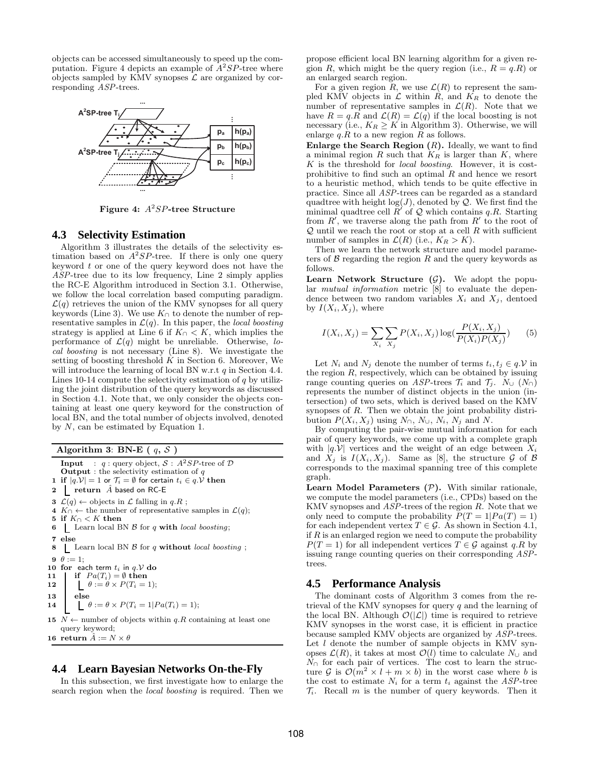objects can be accessed simultaneously to speed up the computation. Figure 4 depicts an example of $A^2SP$-tree where objects sampled by KMV synopses $\mathcal{L}$ are organized by corresponding $ASP$-trees.

**Figure 4: $A^2SP$-tree Structure**

### 4.3 Selectivity Estimation

Algorithm 3 illustrates the details of the selectivity estimation based on $A^2SP$-tree. If there is only one query keyword $t$ or one of the query keyword does not have the $ASP$-tree due to its low frequency, Line 2 simply applies the RC-E Algorithm introduced in Section 3.1. Otherwise, we follow the local correlation based computing paradigm. $\mathcal{L}(q)$ retrieves the union of the KMV synopses for all query keywords (Line 3). We use $K_\cap$ to denote the number of representative samples in $\mathcal{L}(q)$. In this paper, the *local boosting* strategy is applied at Line 6 if $K_\cap < K$, which implies the performance of $\mathcal{L}(q)$ might be unreliable. Otherwise, *local boosting* is not necessary (Line 8). We investigate the setting of boosting threshold $K$ in Section 6. Moreover, We will introduce the learning of local BN w.r.t $q$ in Section 4.4. Lines 10-14 compute the selectivity estimation of $q$ by utilizing the joint distribution of the query keywords as discussed in Section 4.1. Note that, we only consider the objects containing at least one query keyword for the construction of local BN, and the total number of objects involved, denoted by $N$, can be estimated by Equation 1.

```
Algorithm 3: BN-E ( q, S )
Input  : q : query object, S : A^2SP-tree of D
Output : the selectivity estimation of q
1  if |q.V| = 1 or T_i = ∅ for certain t_i ∈ q.V then
2      return Â based on RC-E
3  L(q) ← objects in L falling in q.R ;
4  K_∩ ← the number of representative samples in L(q);
5  if K_∩ < K then
6      Learn local BN B for q with local boosting;
7  else
8      Learn local BN B for q without local boosting ;
9  θ := 1;
10 for each term t_i in q.V do
11     if Pa(T_i) = ∅ then
12         θ := θ × P(T_i = 1);
13     else
14         θ := θ × P(T_i = 1|Pa(T_i) = 1);
15 N ← number of objects within q.R containing at least one
   query keyword;
16 return Â := N × θ
```

### 4.4 Learn Bayesian Networks On-the-Fly

In this subsection, we first investigate how to enlarge the search region when the *local boosting* is required. Then we propose efficient local BN learning algorithm for a given region $R$, which might be the query region (i.e., $R = q.R$) or an enlarged search region.

For a given region $R$, we use $\mathcal{L}(R)$ to represent the sampled KMV objects in $\mathcal{L}$ within $R$, and $K_R$ to denote the number of representative samples in $\mathcal{L}(R)$. Note that we have $R = q.R$ and $\mathcal{L}(R) = \mathcal{L}(q)$ if the local boosting is not necessary (i.e., $K_R \geq K$ in Algorithm 3). Otherwise, we will enlarge $q.R$ to a new region $R$ as follows.

**Enlarge the Search Region ($R$).** Ideally, we want to find a minimal region $R$ such that $K_R$ is larger than $K$, where $K$ is the threshold for *local boosting*. However, it is cost-prohibitive to find such an optimal $R$ and hence we resort to a heuristic method, which tends to be quite effective in practice. Since all $ASP$-trees can be regarded as a standard quadtree with height $\log(J)$, denoted by $\mathcal{Q}$. We first find the minimal quadtree cell $R'$ of $\mathcal{Q}$ which contains $q.R$. Starting from $R'$, we traverse along the path from $R'$ to the root of $\mathcal{Q}$ until we reach the root or stop at a cell $R$ with sufficient number of samples in $\mathcal{L}(R)$ (i.e., $K_R > K$).

Then we learn the network structure and model parameters of $\mathcal{B}$ regarding the region $R$ and the query keywords as follows.

**Learn Network Structure ($\mathcal{G}$).** We adopt the popular *mutual information* metric [8] to evaluate the dependence between two random variables $X_i$ and $X_j$, dentoed by $I(X_i, X_j)$, where

$$I(X_i, X_j) = \sum_{X_i}\sum_{X_j} P(X_i, X_j)\log(\frac{P(X_i, X_j)}{P(X_i)P(X_j)}) \qquad (5)$$

Let $N_i$ and $N_j$ denote the number of terms $t_i, t_j \in q.\mathcal{V}$ in the region $R$, respectively, which can be obtained by issuing range counting queries on $ASP$-trees $\mathcal{T}_i$ and $\mathcal{T}_j$. $N_\cup$ ($N_\cap$) represents the number of distinct objects in the union (intersection) of two sets, which is derived based on the KMV synopses of $R$. Then we obtain the joint probability distribution $P(X_i, X_j)$ using $N_\cap$, $N_\cup$, $N_i$, $N_j$ and $N$.

By computing the pair-wise mutual information for each pair of query keywords, we come up with a complete graph with $|q.\mathcal{V}|$ vertices and the weight of an edge between $X_i$ and $X_j$ is $I(X_i, X_j)$. Same as [8], the structure $\mathcal{G}$ of $\mathcal{B}$ corresponds to the maximal spanning tree of this complete graph.

**Learn Model Parameters ($\mathcal{P}$).** With similar rationale, we compute the model parameters (i.e., CPDs) based on the KMV synopses and $ASP$-trees of the region $R$. Note that we only need to compute the probability $P(T = 1|Pa(T) = 1)$ for each independent vertex $T \in \mathcal{G}$. As shown in Section 4.1, if $R$ is an enlarged region we need to compute the probability $P(T = 1)$ for all independent vertices $T \in \mathcal{G}$ against $q.R$ by issuing range counting queries on their corresponding $ASP$-trees.

### 4.5 Performance Analysis

The dominant costs of Algorithm 3 comes from the retrieval of the KMV synopses for query $q$ and the learning of the local BN. Although $\mathcal{O}(|\mathcal{L}|)$ time is required to retrieve KMV synopses in the worst case, it is efficient in practice because sampled KMV objects are organized by $ASP$-trees. Let $l$ denote the number of sample objects in KMV synopses $\mathcal{L}(R)$, it takes at most $\mathcal{O}(l)$ time to calculate $N_\cup$ and $N_\cap$ for each pair of vertices. The cost to learn the structure $\mathcal{G}$ is $\mathcal{O}(m^2 \times l + m \times b)$ in the worst case where $b$ is the cost to estimate $N_i$ for a term $t_i$ against the $ASP$-tree $\mathcal{T}_i$. Recall $m$ is the number of query keywords. Then it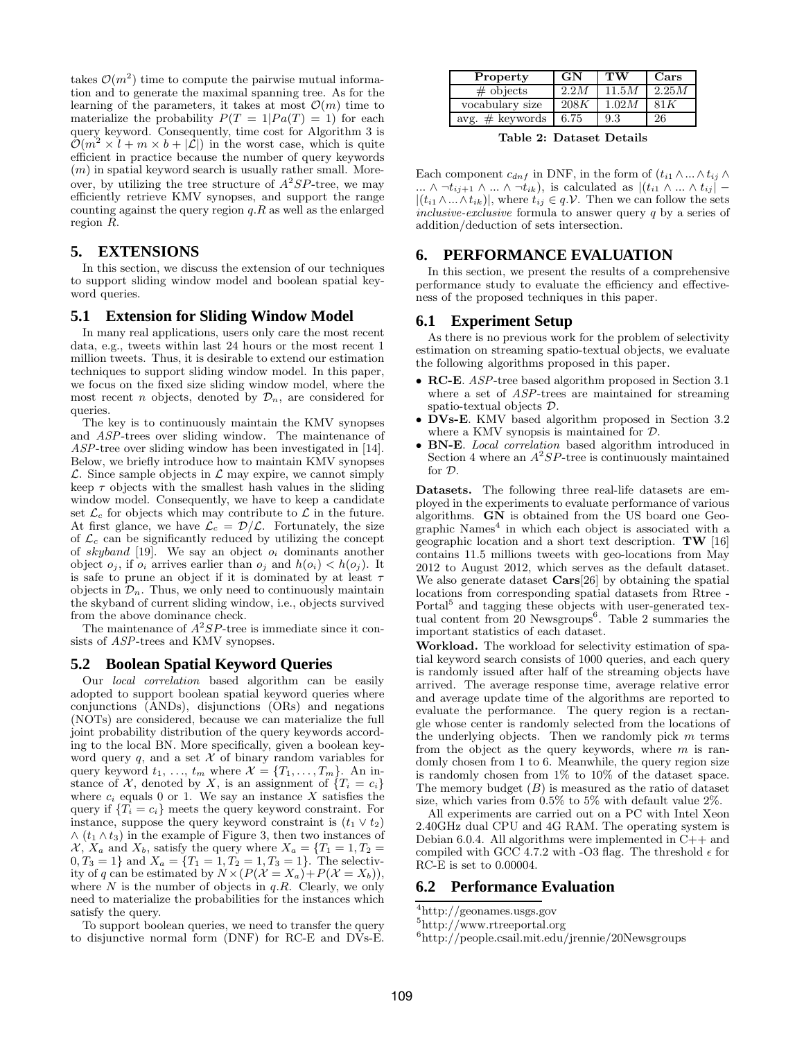takes $\mathcal{O}(m^2)$ time to compute the pairwise mutual information and to generate the maximal spanning tree. As for the learning of the parameters, it takes at most $\mathcal{O}(m)$ time to materialize the probability $P(T = 1|Pa(T) = 1)$ for each query keyword. Consequently, time cost for Algorithm 3 is $\mathcal{O}(m^2 \times l + m \times b + |\mathcal{L}|)$ in the worst case, which is quite efficient in practice because the number of query keywords ($m$) in spatial keyword search is usually rather small. Moreover, by utilizing the tree structure of $A^2SP$-tree, we may efficiently retrieve KMV synopses, and support the range counting against the query region $q.R$ as well as the enlarged region $R$.

## 5. EXTENSIONS

In this section, we discuss the extension of our techniques to support sliding window model and boolean spatial keyword queries.

### 5.1 Extension for Sliding Window Model

In many real applications, users only care the most recent data, e.g., tweets within last 24 hours or the most recent 1 million tweets. Thus, it is desirable to extend our estimation techniques to support sliding window model. In this paper, we focus on the fixed size sliding window model, where the most recent $n$ objects, denoted by $\mathcal{D}_n$, are considered for queries.

The key is to continuously maintain the KMV synopses and *ASP*-trees over sliding window. The maintenance of *ASP*-tree over sliding window has been investigated in [14]. Below, we briefly introduce how to maintain KMV synopses $\mathcal{L}$. Since sample objects in $\mathcal{L}$ may expire, we cannot simply keep $\tau$ objects with the smallest hash values in the sliding window model. Consequently, we have to keep a candidate set $\mathcal{L}_c$ for objects which may contribute to $\mathcal{L}$ in the future. At first glance, we have $\mathcal{L}_c = \mathcal{D}/\mathcal{L}$. Fortunately, the size of $\mathcal{L}_c$ can be significantly reduced by utilizing the concept of *skyband* [19]. We say an object $o_i$ dominants another object $o_j$, if $o_i$ arrives earlier than $o_j$ and $h(o_i) < h(o_j)$. It is safe to prune an object if it is dominated by at least $\tau$ objects in $\mathcal{D}_n$. Thus, we only need to continuously maintain the skyband of current sliding window, i.e., objects survived from the above dominance check.

The maintenance of $A^2SP$-tree is immediate since it consists of *ASP*-trees and KMV synopses.

### 5.2 Boolean Spatial Keyword Queries

Our *local correlation* based algorithm can be easily adopted to support boolean spatial keyword queries where conjunctions (ANDs), disjunctions (ORs) and negations (NOTs) are considered, because we can materialize the full joint probability distribution of the query keywords according to the local BN. More specifically, given a boolean keyword query $q$, and a set $\mathcal{X}$ of binary random variables for query keyword $t_1, \ldots, t_m$ where $\mathcal{X} = \{T_1, \ldots, T_m\}$. An instance of $\mathcal{X}$, denoted by $X$, is an assignment of $\{T_i = c_i\}$ where $c_i$ equals 0 or 1. We say an instance $X$ satisfies the query if $\{T_i = c_i\}$ meets the query keyword constraint. For instance, suppose the query keyword constraint is $(t_1 \vee t_2) \wedge (t_1 \wedge t_3)$ in the example of Figure 3, then two instances of $\mathcal{X}$, $X_a$ and $X_b$, satisfy the query where $X_a = \{T_1 = 1, T_2 = 0, T_3 = 1\}$ and $X_a = \{T_1 = 1, T_2 = 1, T_3 = 1\}$. The selectivity of $q$ can be estimated by $N \times (P(\mathcal{X} = X_a) + P(\mathcal{X} = X_b))$, where $N$ is the number of objects in $q.R$. Clearly, we only need to materialize the probabilities for the instances which satisfy the query.

To support boolean queries, we need to transfer the query to disjunctive normal form (DNF) for RC-E and DVs-E. Each component $c_{dnf}$ in DNF, in the form of $(t_{i1} \wedge \ldots \wedge t_{ij} \wedge \ldots \wedge \neg t_{ij+1} \wedge \ldots \wedge \neg t_{ik})$, is calculated as $|(t_{i1} \wedge \ldots \wedge t_{ij}| - |(t_{i1} \wedge \ldots \wedge t_{ik})|$, where $t_{ij} \in q.\mathcal{V}$. Then we can follow the sets *inclusive-exclusive* formula to answer query $q$ by a series of addition/deduction of sets intersection.

| Property | GN | TW | Cars |
|---|---|---|---|
| # objects | $2.2M$ | $11.5M$ | $2.25M$ |
| vocabulary size | $208K$ | $1.02M$ | $81K$ |
| avg. # keywords | 6.75 | 9.3 | 26 |

**Table 2: Dataset Details**

## 6. PERFORMANCE EVALUATION

In this section, we present the results of a comprehensive performance study to evaluate the efficiency and effectiveness of the proposed techniques in this paper.

### 6.1 Experiment Setup

As there is no previous work for the problem of selectivity estimation on streaming spatio-textual objects, we evaluate the following algorithms proposed in this paper.

- **RC-E**. *ASP*-tree based algorithm proposed in Section 3.1 where a set of *ASP*-trees are maintained for streaming spatio-textual objects $\mathcal{D}$.
- **DVs-E**. KMV based algorithm proposed in Section 3.2 where a KMV synopsis is maintained for $\mathcal{D}$.
- **BN-E**. *Local correlation* based algorithm introduced in Section 4 where an $A^2SP$-tree is continuously maintained for $\mathcal{D}$.

**Datasets.** The following three real-life datasets are employed in the experiments to evaluate performance of various algorithms. **GN** is obtained from the US board one Geographic Names[4] in which each object is associated with a geographic location and a short text description. **TW** [16] contains 11.5 millions tweets with geo-locations from May 2012 to August 2012, which serves as the default dataset. We also generate dataset **Cars**[26] by obtaining the spatial locations from corresponding spatial datasets from Rtree - Portal[5] and tagging these objects with user-generated textual content from 20 Newsgroups[6]. Table 2 summaries the important statistics of each dataset.

**Workload.** The workload for selectivity estimation of spatial keyword search consists of 1000 queries, and each query is randomly issued after half of the streaming objects have arrived. The average response time, average relative error and average update time of the algorithms are reported to evaluate the performance. The query region is a rectangle whose center is randomly selected from the locations of the underlying objects. Then we randomly pick $m$ terms from the object as the query keywords, where $m$ is randomly chosen from 1 to 6. Meanwhile, the query region size is randomly chosen from 1% to 10% of the dataset space. The memory budget ($B$) is measured as the ratio of dataset size, which varies from 0.5% to 5% with default value 2%.

All experiments are carried out on a PC with Intel Xeon 2.40GHz dual CPU and 4G RAM. The operating system is Debian 6.0.4. All algorithms were implemented in C++ and compiled with GCC 4.7.2 with -O3 flag. The threshold $\epsilon$ for RC-E is set to 0.00004.

### 6.2 Performance Evaluation

[4]http://geonames.usgs.gov

[5]http://www.rtreeportal.org

[6]http://people.csail.mit.edu/jrennie/20Newsgroups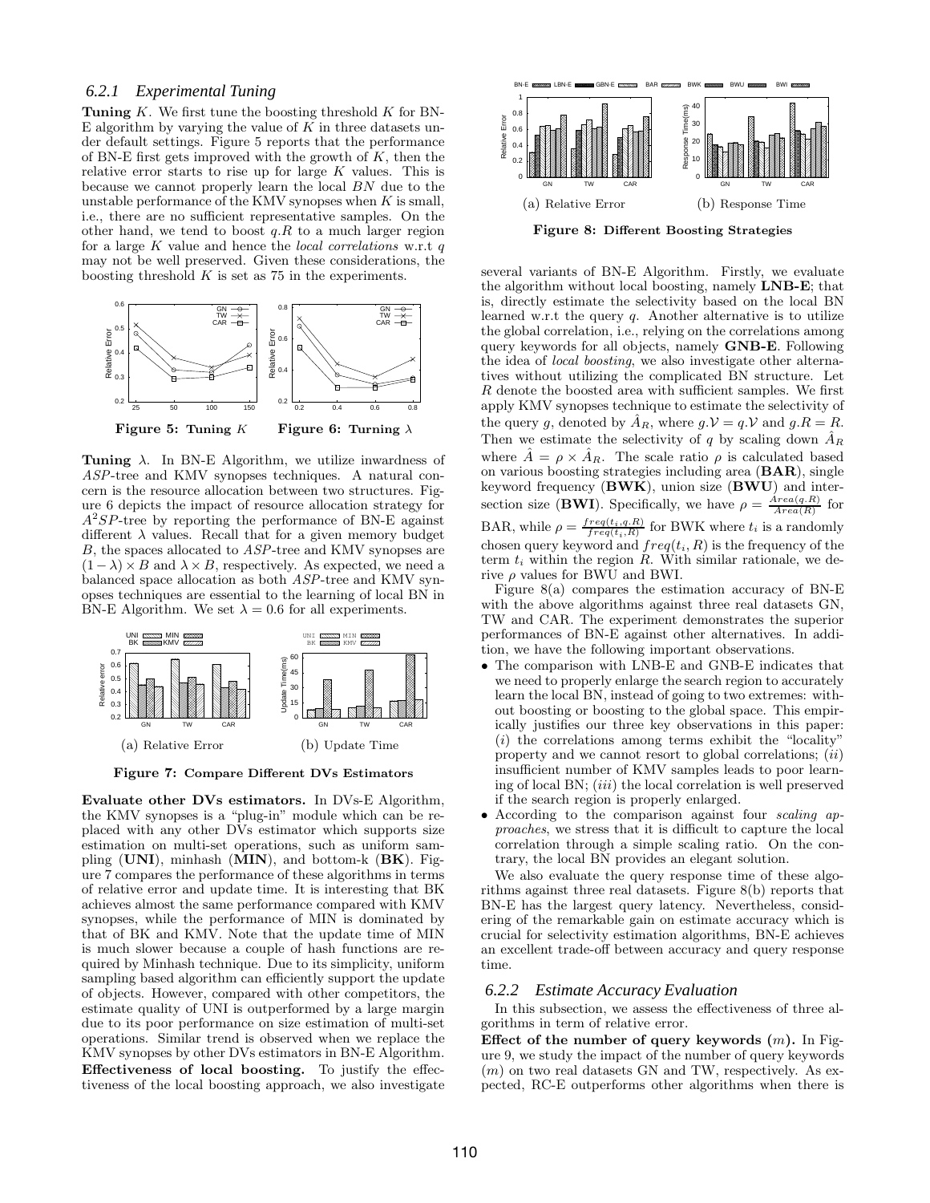### 6.2.1 Experimental Tuning

**Tuning** $K$. We first tune the boosting threshold $K$ for BN-E algorithm by varying the value of $K$ in three datasets under default settings. Figure 5 reports that the performance of BN-E first gets improved with the growth of $K$, then the relative error starts to rise up for large $K$ values. This is because we cannot properly learn the local $BN$ due to the unstable performance of the KMV synopses when $K$ is small, i.e., there are no sufficient representative samples. On the other hand, we tend to boost $q.R$ to a much larger region for a large $K$ value and hence the *local correlations* w.r.t $q$ may not be well preserved. Given these considerations, the boosting threshold $K$ is set as 75 in the experiments.

**Figure 5: Tuning** $K$ **Figure 6: Turning** $\lambda$

**Tuning** $\lambda$. In BN-E Algorithm, we utilize inwardness of *ASP*-tree and KMV synopses techniques. A natural concern is the resource allocation between two structures. Figure 6 depicts the impact of resource allocation strategy for $A^2SP$-tree by reporting the performance of BN-E against different $\lambda$ values. Recall that for a given memory budget $B$, the spaces allocated to *ASP*-tree and KMV synopses are $(1 - \lambda) \times B$ and $\lambda \times B$, respectively. As expected, we need a balanced space allocation as both *ASP*-tree and KMV synopses techniques are essential to the learning of local BN in BN-E Algorithm. We set $\lambda = 0.6$ for all experiments.

(a) Relative Error (b) Update Time

**Figure 7: Compare Different DVs Estimators**

**Evaluate other DVs estimators.** In DVs-E Algorithm, the KMV synopses is a "plug-in" module which can be replaced with any other DVs estimator which supports size estimation on multi-set operations, such as uniform sampling (**UNI**), minhash (**MIN**), and bottom-k (**BK**). Figure 7 compares the performance of these algorithms in terms of relative error and update time. It is interesting that BK achieves almost the same performance compared with KMV synopses, while the performance of MIN is dominated by that of BK and KMV. Note that the update time of MIN is much slower because a couple of hash functions are required by Minhash technique. Due to its simplicity, uniform sampling based algorithm can efficiently support the update of objects. However, compared with other competitors, the estimate quality of UNI is outperformed by a large margin due to its poor performance on size estimation of multi-set operations. Similar trend is observed when we replace the KMV synopses by other DVs estimators in BN-E Algorithm.

**Effectiveness of local boosting.** To justify the effectiveness of the local boosting approach, we also investigate several variants of BN-E Algorithm. Firstly, we evaluate the algorithm without local boosting, namely **LNB-E**; that is, directly estimate the selectivity based on the local BN learned w.r.t the query $q$. Another alternative is to utilize the global correlation, i.e., relying on the correlations among query keywords for all objects, namely **GNB-E**. Following the idea of *local boosting*, we also investigate other alternatives without utilizing the complicated BN structure. Let $R$ denote the boosted area with sufficient samples. We first apply KMV synopses technique to estimate the selectivity of the query $g$, denoted by $\hat{A}_R$, where $g.\mathcal{V} = q.\mathcal{V}$ and $g.R = R$. Then we estimate the selectivity of $q$ by scaling down $\hat{A}_R$ where $\hat{A} = \rho \times \hat{A}_R$. The scale ratio $\rho$ is calculated based on various boosting strategies including area (**BAR**), single keyword frequency (**BWK**), union size (**BWU**) and intersection size (**BWI**). Specifically, we have $\rho = \frac{Area(q.R)}{Area(R)}$ for BAR, while $\rho = \frac{freq(t_i,q.R)}{freq(t_i,R)}$ for BWK where $t_i$ is a randomly chosen query keyword and $freq(t_i, R)$ is the frequency of the term $t_i$ within the region $R$. With similar rationale, we derive $\rho$ values for BWU and BWI.

(a) Relative Error (b) Response Time

**Figure 8: Different Boosting Strategies**

Figure 8(a) compares the estimation accuracy of BN-E with the above algorithms against three real datasets GN, TW and CAR. The experiment demonstrates the superior performances of BN-E against other alternatives. In addition, we have the following important observations.

- The comparison with LNB-E and GNB-E indicates that we need to properly enlarge the search region to accurately learn the local BN, instead of going to two extremes: without boosting or boosting to the global space. This empirically justifies our three key observations in this paper: ($i$) the correlations among terms exhibit the "locality" property and we cannot resort to global correlations; ($ii$) insufficient number of KMV samples leads to poor learning of local BN; ($iii$) the local correlation is well preserved if the search region is properly enlarged.
- According to the comparison against four *scaling approaches*, we stress that it is difficult to capture the local correlation through a simple scaling ratio. On the contrary, the local BN provides an elegant solution.

We also evaluate the query response time of these algorithms against three real datasets. Figure 8(b) reports that BN-E has the largest query latency. Nevertheless, considering of the remarkable gain on estimate accuracy which is crucial for selectivity estimation algorithms, BN-E achieves an excellent trade-off between accuracy and query response time.

### 6.2.2 Estimate Accuracy Evaluation

In this subsection, we assess the effectiveness of three algorithms in term of relative error.

**Effect of the number of query keywords ($m$).** In Figure 9, we study the impact of the number of query keywords ($m$) on two real datasets GN and TW, respectively. As expected, RC-E outperforms other algorithms when there is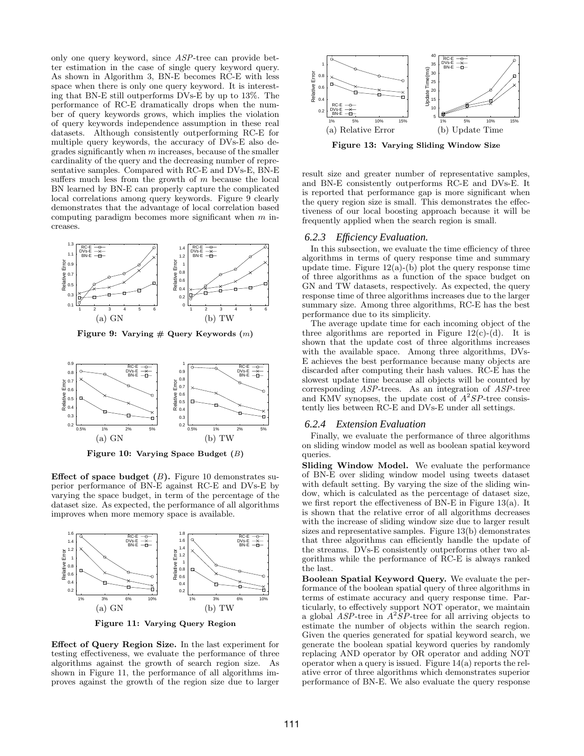only one query keyword, since *ASP*-tree can provide better estimation in the case of single query keyword query. As shown in Algorithm 3, BN-E becomes RC-E with less space when there is only one query keyword. It is interesting that BN-E still outperforms DVs-E by up to 13%. The performance of RC-E dramatically drops when the number of query keywords grows, which implies the violation of query keywords independence assumption in these real datasets. Although consistently outperforming RC-E for multiple query keywords, the accuracy of DVs-E also degrades significantly when $m$ increases, because of the smaller cardinality of the query and the decreasing number of representative samples. Compared with RC-E and DVs-E, BN-E suffers much less from the growth of $m$ because the local BN learned by BN-E can properly capture the complicated local correlations among query keywords. Figure 9 clearly demonstrates that the advantage of local correlation based computing paradigm becomes more significant when $m$ increases.

(a) GN (b) TW

**Figure 9: Varying # Query Keywords ($m$)**

(a) GN (b) TW

**Figure 10: Varying Space Budget ($B$)**

**Effect of space budget ($B$).** Figure 10 demonstrates superior performance of BN-E against RC-E and DVs-E by varying the space budget, in term of the percentage of the dataset size. As expected, the performance of all algorithms improves when more memory space is available.

(a) GN (b) TW

**Figure 11: Varying Query Region**

**Effect of Query Region Size.** In the last experiment for testing effectiveness, we evaluate the performance of three algorithms against the growth of search region size. As shown in Figure 11, the performance of all algorithms improves against the growth of the region size due to larger result size and greater number of representative samples, and BN-E consistently outperforms RC-E and DVs-E. It is reported that performance gap is more significant when the query region size is small. This demonstrates the effectiveness of our local boosting approach because it will be frequently applied when the search region is small.

(a) Relative Error (b) Update Time

**Figure 13: Varying Sliding Window Size**

### 6.2.3 Efficiency Evaluation.

In this subsection, we evaluate the time efficiency of three algorithms in terms of query response time and summary update time. Figure 12(a)-(b) plot the query response time of three algorithms as a function of the space budget on GN and TW datasets, respectively. As expected, the query response time of three algorithms increases due to the larger summary size. Among three algorithms, RC-E has the best performance due to its simplicity.

The average update time for each incoming object of the three algorithms are reported in Figure 12(c)-(d). It is shown that the update cost of three algorithms increases with the available space. Among three algorithms, DVs-E achieves the best performance because many objects are discarded after computing their hash values. RC-E has the slowest update time because all objects will be counted by corresponding *ASP*-trees. As an integration of *ASP*-tree and KMV synopses, the update cost of $A^2SP$-tree consistently lies between RC-E and DVs-E under all settings.

### 6.2.4 Extension Evaluation

Finally, we evaluate the performance of three algorithms on sliding window model as well as boolean spatial keyword queries.

**Sliding Window Model.** We evaluate the performance of BN-E over sliding window model using tweets dataset with default setting. By varying the size of the sliding window, which is calculated as the percentage of dataset size, we first report the effectiveness of BN-E in Figure 13(a). It is shown that the relative error of all algorithms decreases with the increase of sliding window size due to larger result sizes and representative samples. Figure 13(b) demonstrates that three algorithms can efficiently handle the update of the streams. DVs-E consistently outperforms other two algorithms while the performance of RC-E is always ranked the last.

**Boolean Spatial Keyword Query.** We evaluate the performance of the boolean spatial query of three algorithms in terms of estimate accuracy and query response time. Particularly, to effectively support NOT operator, we maintain a global *ASP*-tree in $A^2SP$-tree for all arriving objects to estimate the number of objects within the search region. Given the queries generated for spatial keyword search, we generate the boolean spatial keyword queries by randomly replacing AND operator by OR operator and adding NOT operator when a query is issued. Figure 14(a) reports the relative error of three algorithms which demonstrates superior performance of BN-E. We also evaluate the query response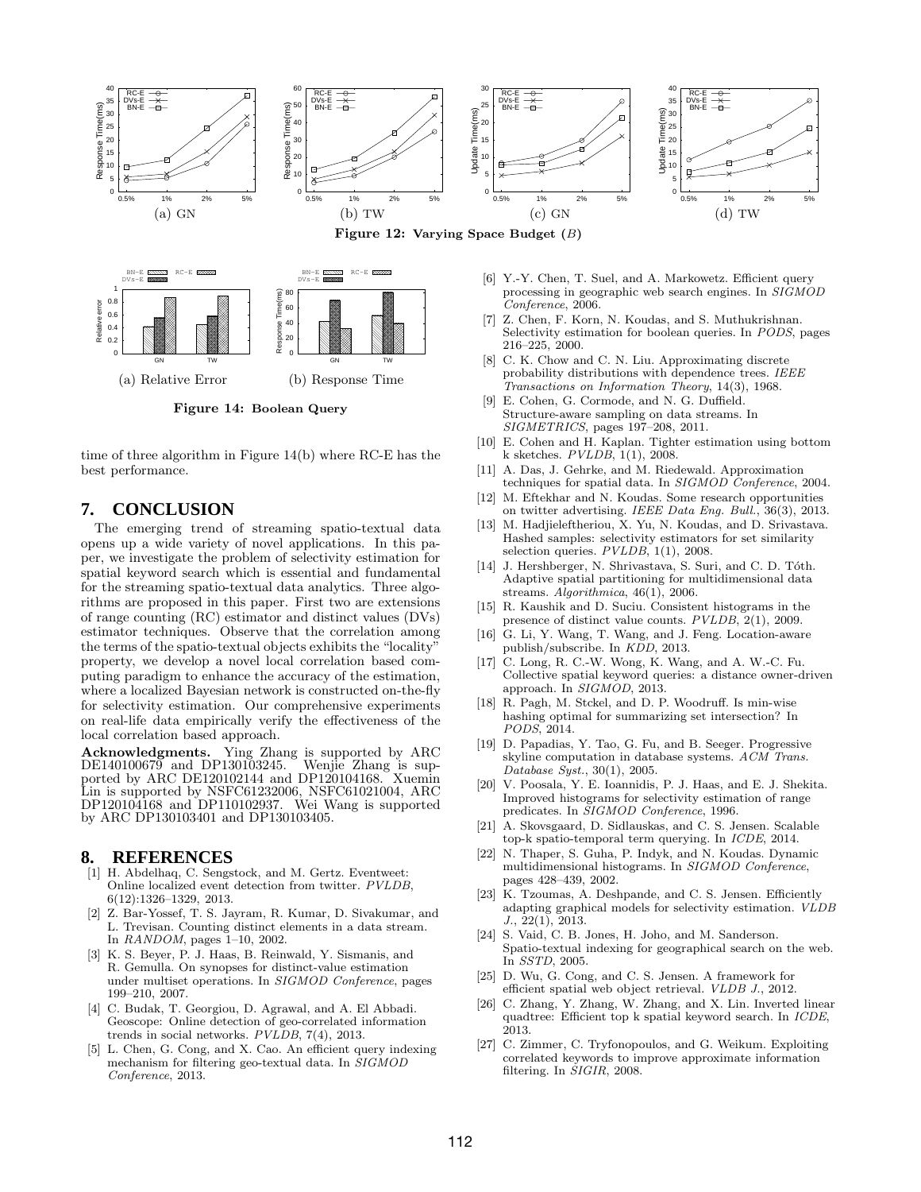RC-E
DVs-E
BN-E

Response Time(ms)

0.5% 1% 2% 5%

(a) GN

RC-E
DVs-E
BN-E

Response Time(ms)

0.5% 1% 2% 5%

(b) TW

RC-E
DVs-E
BN-E

Update Time(ms)

0.5% 1% 2% 5%

(c) GN

RC-E
DVs-E
BN-E

Update Time(ms)

0.5% 1% 2% 5%

(d) TW

**Figure 12: Varying Space Budget ($B$)**

BN-E RC-E DVs-E

Relative error

GN TW

(a) Relative Error

BN-E RC-E DVs-E

Response Time(ms)

GN TW

(b) Response Time

**Figure 14: Boolean Query**

time of three algorithm in Figure 14(b) where RC-E has the best performance.

## 7. CONCLUSION

The emerging trend of streaming spatio-textual data opens up a wide variety of novel applications. In this paper, we investigate the problem of selectivity estimation for spatial keyword search which is essential and fundamental for the streaming spatio-textual data analytics. Three algorithms are proposed in this paper. First two are extensions of range counting (RC) estimator and distinct values (DVs) estimator techniques. Observe that the correlation among the terms of the spatio-textual objects exhibits the "locality" property, we develop a novel local correlation based computing paradigm to enhance the accuracy of the estimation, where a localized Bayesian network is constructed on-the-fly for selectivity estimation. Our comprehensive experiments on real-life data empirically verify the effectiveness of the local correlation based approach.

**Acknowledgments.** Ying Zhang is supported by ARC DE140100679 and DP130103245. Wenjie Zhang is supported by ARC DE120102144 and DP120104168. Xuemin Lin is supported by NSFC61232006, NSFC61021004, ARC DP120104168 and DP110102937. Wei Wang is supported by ARC DP130103401 and DP130103405.

## 8. REFERENCES

[1] H. Abdelhaq, C. Sengstock, and M. Gertz. Eventweet: Online localized event detection from twitter. *PVLDB*, 6(12):1326–1329, 2013.

[2] Z. Bar-Yossef, T. S. Jayram, R. Kumar, D. Sivakumar, and L. Trevisan. Counting distinct elements in a data stream. In *RANDOM*, pages 1–10, 2002.

[3] K. S. Beyer, P. J. Haas, B. Reinwald, Y. Sismanis, and R. Gemulla. On synopses for distinct-value estimation under multiset operations. In *SIGMOD Conference*, pages 199–210, 2007.

[4] C. Budak, T. Georgiou, D. Agrawal, and A. El Abbadi. Geoscope: Online detection of geo-correlated information trends in social networks. *PVLDB*, 7(4), 2013.

[5] L. Chen, G. Cong, and X. Cao. An efficient query indexing mechanism for filtering geo-textual data. In *SIGMOD Conference*, 2013.

[6] Y.-Y. Chen, T. Suel, and A. Markowetz. Efficient query processing in geographic web search engines. In *SIGMOD Conference*, 2006.

[7] Z. Chen, F. Korn, N. Koudas, and S. Muthukrishnan. Selectivity estimation for boolean queries. In *PODS*, pages 216–225, 2000.

[8] C. K. Chow and C. N. Liu. Approximating discrete probability distributions with dependence trees. *IEEE Transactions on Information Theory*, 14(3), 1968.

[9] E. Cohen, G. Cormode, and N. G. Duffield. Structure-aware sampling on data streams. In *SIGMETRICS*, pages 197–208, 2011.

[10] E. Cohen and H. Kaplan. Tighter estimation using bottom k sketches. *PVLDB*, 1(1), 2008.

[11] A. Das, J. Gehrke, and M. Riedewald. Approximation techniques for spatial data. In *SIGMOD Conference*, 2004.

[12] M. Eftekhar and N. Koudas. Some research opportunities on twitter advertising. *IEEE Data Eng. Bull.*, 36(3), 2013.

[13] M. Hadjieleftheriou, X. Yu, N. Koudas, and D. Srivastava. Hashed samples: selectivity estimators for set similarity selection queries. *PVLDB*, 1(1), 2008.

[14] J. Hershberger, N. Shrivastava, S. Suri, and C. D. Tóth. Adaptive spatial partitioning for multidimensional data streams. *Algorithmica*, 46(1), 2006.

[15] R. Kaushik and D. Suciu. Consistent histograms in the presence of distinct value counts. *PVLDB*, 2(1), 2009.

[16] G. Li, Y. Wang, T. Wang, and J. Feng. Location-aware publish/subscribe. In *KDD*, 2013.

[17] C. Long, R. C.-W. Wong, K. Wang, and A. W.-C. Fu. Collective spatial keyword queries: a distance owner-driven approach. In *SIGMOD*, 2013.

[18] R. Pagh, M. Stckel, and D. P. Woodruff. Is min-wise hashing optimal for summarizing set intersection? In *PODS*, 2014.

[19] D. Papadias, Y. Tao, G. Fu, and B. Seeger. Progressive skyline computation in database systems. *ACM Trans. Database Syst.*, 30(1), 2005.

[20] V. Poosala, Y. E. Ioannidis, P. J. Haas, and E. J. Shekita. Improved histograms for selectivity estimation of range predicates. In *SIGMOD Conference*, 1996.

[21] A. Skovsgaard, D. Sidlauskas, and C. S. Jensen. Scalable top-k spatio-temporal term querying. In *ICDE*, 2014.

[22] N. Thaper, S. Guha, P. Indyk, and N. Koudas. Dynamic multidimensional histograms. In *SIGMOD Conference*, pages 428–439, 2002.

[23] K. Tzoumas, A. Deshpande, and C. S. Jensen. Efficiently adapting graphical models for selectivity estimation. *VLDB J.*, 22(1), 2013.

[24] S. Vaid, C. B. Jones, H. Joho, and M. Sanderson. Spatio-textual indexing for geographical search on the web. In *SSTD*, 2005.

[25] D. Wu, G. Cong, and C. S. Jensen. A framework for efficient spatial web object retrieval. *VLDB J.*, 2012.

[26] C. Zhang, Y. Zhang, W. Zhang, and X. Lin. Inverted linear quadtree: Efficient top k spatial keyword search. In *ICDE*, 2013.

[27] C. Zimmer, C. Tryfonopoulos, and G. Weikum. Exploiting correlated keywords to improve approximate information filtering. In *SIGIR*, 2008.